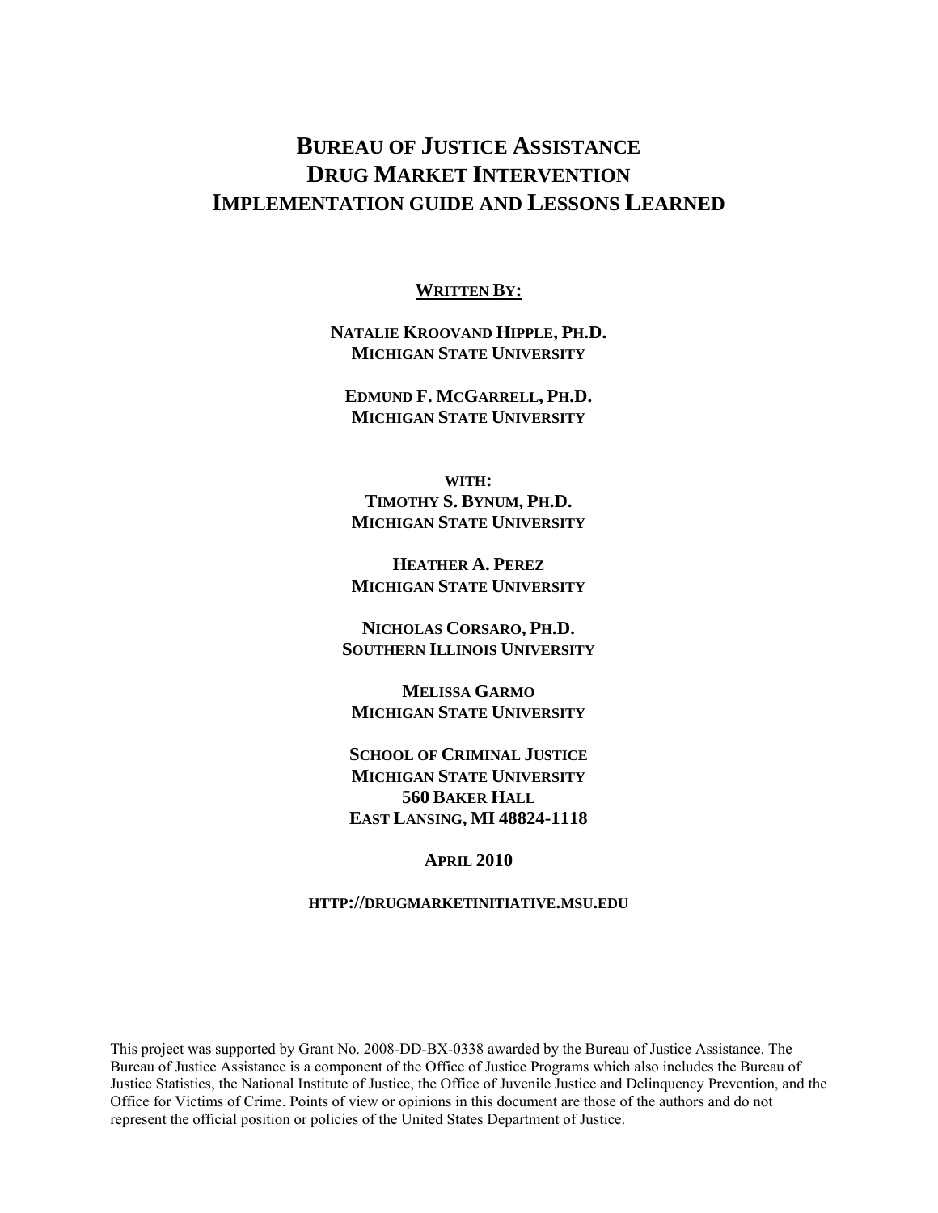# BUREAU OF JUSTICE ASSISTANCE DRUG MARKET INTERVENTION IMPLEMENTATION GUIDE AND LESSONS LEARNED

**WRITTEN BY:**

**NATALIE KROOVAND HIPPLE, PH.D.**
**MICHIGAN STATE UNIVERSITY**

**EDMUND F. MCGARRELL, PH.D.**
**MICHIGAN STATE UNIVERSITY**

**WITH:**
**TIMOTHY S. BYNUM, PH.D.**
**MICHIGAN STATE UNIVERSITY**

**HEATHER A. PEREZ**
**MICHIGAN STATE UNIVERSITY**

**NICHOLAS CORSARO, PH.D.**
**SOUTHERN ILLINOIS UNIVERSITY**

**MELISSA GARMO**
**MICHIGAN STATE UNIVERSITY**

**SCHOOL OF CRIMINAL JUSTICE**
**MICHIGAN STATE UNIVERSITY**
**560 BAKER HALL**
**EAST LANSING, MI 48824-1118**

**APRIL 2010**

**HTTP://DRUGMARKETINITIATIVE.MSU.EDU**

This project was supported by Grant No. 2008-DD-BX-0338 awarded by the Bureau of Justice Assistance. The Bureau of Justice Assistance is a component of the Office of Justice Programs which also includes the Bureau of Justice Statistics, the National Institute of Justice, the Office of Juvenile Justice and Delinquency Prevention, and the Office for Victims of Crime. Points of view or opinions in this document are those of the authors and do not represent the official position or policies of the United States Department of Justice.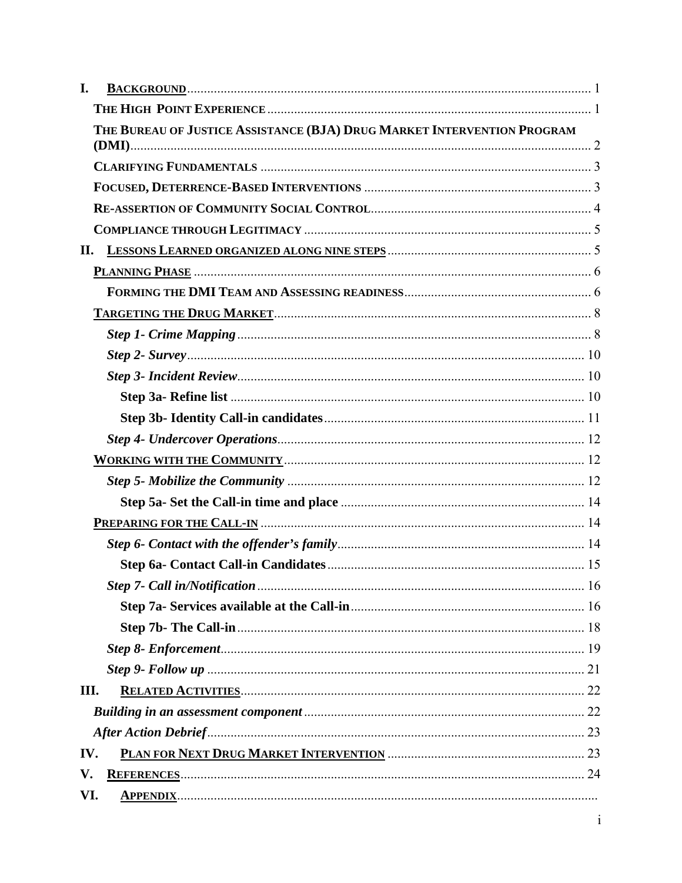- **I. BACKGROUND** ........ 1
  - **THE HIGH POINT EXPERIENCE** ........ 1
  - **THE BUREAU OF JUSTICE ASSISTANCE (BJA) DRUG MARKET INTERVENTION PROGRAM (DMI)** ........ 2
  - **CLARIFYING FUNDAMENTALS** ........ 3
  - **FOCUSED, DETERRENCE-BASED INTERVENTIONS** ........ 3
  - **RE-ASSERTION OF COMMUNITY SOCIAL CONTROL** ........ 4
  - **COMPLIANCE THROUGH LEGITIMACY** ........ 5
- **II. LESSONS LEARNED ORGANIZED ALONG NINE STEPS** ........ 5
  - **PLANNING PHASE** ........ 6
    - **FORMING THE DMI TEAM AND ASSESSING READINESS** ........ 6
  - **TARGETING THE DRUG MARKET** ........ 8
    - ***Step 1- Crime Mapping*** ........ 8
    - ***Step 2- Survey*** ........ 10
    - ***Step 3- Incident Review*** ........ 10
      - **Step 3a- Refine list** ........ 10
      - **Step 3b- Identity Call-in candidates** ........ 11
    - ***Step 4- Undercover Operations*** ........ 12
  - **WORKING WITH THE COMMUNITY** ........ 12
    - ***Step 5- Mobilize the Community*** ........ 12
      - **Step 5a- Set the Call-in time and place** ........ 14
  - **PREPARING FOR THE CALL-IN** ........ 14
    - ***Step 6- Contact with the offender's family*** ........ 14
      - **Step 6a- Contact Call-in Candidates** ........ 15
    - ***Step 7- Call in/Notification*** ........ 16
      - **Step 7a- Services available at the Call-in** ........ 16
      - **Step 7b- The Call-in** ........ 18
    - ***Step 8- Enforcement*** ........ 19
    - ***Step 9- Follow up*** ........ 21
- **III. RELATED ACTIVITIES** ........ 22
  - ***Building in an assessment component*** ........ 22
  - ***After Action Debrief*** ........ 23
- **IV. PLAN FOR NEXT DRUG MARKET INTERVENTION** ........ 23
- **V. REFERENCES** ........ 24
- **VI. APPENDIX** ........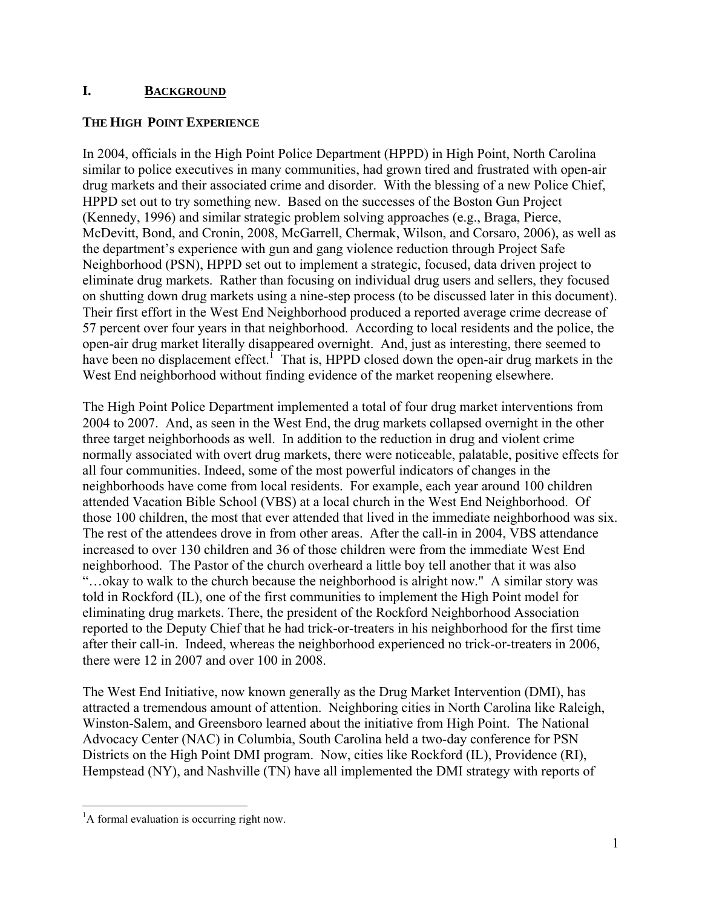## I. BACKGROUND

### THE HIGH POINT EXPERIENCE

In 2004, officials in the High Point Police Department (HPPD) in High Point, North Carolina similar to police executives in many communities, had grown tired and frustrated with open-air drug markets and their associated crime and disorder. With the blessing of a new Police Chief, HPPD set out to try something new. Based on the successes of the Boston Gun Project (Kennedy, 1996) and similar strategic problem solving approaches (e.g., Braga, Pierce, McDevitt, Bond, and Cronin, 2008, McGarrell, Chermak, Wilson, and Corsaro, 2006), as well as the department's experience with gun and gang violence reduction through Project Safe Neighborhood (PSN), HPPD set out to implement a strategic, focused, data driven project to eliminate drug markets. Rather than focusing on individual drug users and sellers, they focused on shutting down drug markets using a nine-step process (to be discussed later in this document). Their first effort in the West End Neighborhood produced a reported average crime decrease of 57 percent over four years in that neighborhood. According to local residents and the police, the open-air drug market literally disappeared overnight. And, just as interesting, there seemed to have been no displacement effect.[1] That is, HPPD closed down the open-air drug markets in the West End neighborhood without finding evidence of the market reopening elsewhere.

The High Point Police Department implemented a total of four drug market interventions from 2004 to 2007. And, as seen in the West End, the drug markets collapsed overnight in the other three target neighborhoods as well. In addition to the reduction in drug and violent crime normally associated with overt drug markets, there were noticeable, palatable, positive effects for all four communities. Indeed, some of the most powerful indicators of changes in the neighborhoods have come from local residents. For example, each year around 100 children attended Vacation Bible School (VBS) at a local church in the West End Neighborhood. Of those 100 children, the most that ever attended that lived in the immediate neighborhood was six. The rest of the attendees drove in from other areas. After the call-in in 2004, VBS attendance increased to over 130 children and 36 of those children were from the immediate West End neighborhood. The Pastor of the church overheard a little boy tell another that it was also "…okay to walk to the church because the neighborhood is alright now." A similar story was told in Rockford (IL), one of the first communities to implement the High Point model for eliminating drug markets. There, the president of the Rockford Neighborhood Association reported to the Deputy Chief that he had trick-or-treaters in his neighborhood for the first time after their call-in. Indeed, whereas the neighborhood experienced no trick-or-treaters in 2006, there were 12 in 2007 and over 100 in 2008.

The West End Initiative, now known generally as the Drug Market Intervention (DMI), has attracted a tremendous amount of attention. Neighboring cities in North Carolina like Raleigh, Winston-Salem, and Greensboro learned about the initiative from High Point. The National Advocacy Center (NAC) in Columbia, South Carolina held a two-day conference for PSN Districts on the High Point DMI program. Now, cities like Rockford (IL), Providence (RI), Hempstead (NY), and Nashville (TN) have all implemented the DMI strategy with reports of

---

[1] A formal evaluation is occurring right now.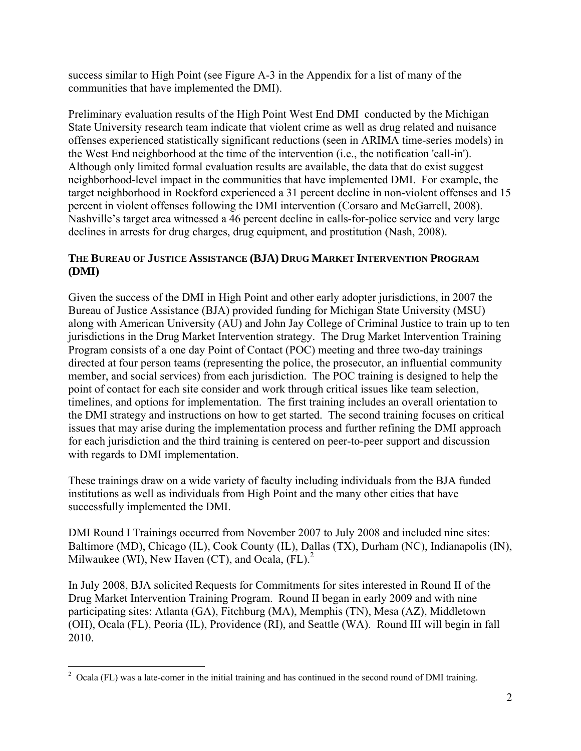success similar to High Point (see Figure A-3 in the Appendix for a list of many of the communities that have implemented the DMI).

Preliminary evaluation results of the High Point West End DMI conducted by the Michigan State University research team indicate that violent crime as well as drug related and nuisance offenses experienced statistically significant reductions (seen in ARIMA time-series models) in the West End neighborhood at the time of the intervention (i.e., the notification 'call-in'). Although only limited formal evaluation results are available, the data that do exist suggest neighborhood-level impact in the communities that have implemented DMI. For example, the target neighborhood in Rockford experienced a 31 percent decline in non-violent offenses and 15 percent in violent offenses following the DMI intervention (Corsaro and McGarrell, 2008). Nashville's target area witnessed a 46 percent decline in calls-for-police service and very large declines in arrests for drug charges, drug equipment, and prostitution (Nash, 2008).

### THE BUREAU OF JUSTICE ASSISTANCE (BJA) DRUG MARKET INTERVENTION PROGRAM (DMI)

Given the success of the DMI in High Point and other early adopter jurisdictions, in 2007 the Bureau of Justice Assistance (BJA) provided funding for Michigan State University (MSU) along with American University (AU) and John Jay College of Criminal Justice to train up to ten jurisdictions in the Drug Market Intervention strategy. The Drug Market Intervention Training Program consists of a one day Point of Contact (POC) meeting and three two-day trainings directed at four person teams (representing the police, the prosecutor, an influential community member, and social services) from each jurisdiction. The POC training is designed to help the point of contact for each site consider and work through critical issues like team selection, timelines, and options for implementation. The first training includes an overall orientation to the DMI strategy and instructions on how to get started. The second training focuses on critical issues that may arise during the implementation process and further refining the DMI approach for each jurisdiction and the third training is centered on peer-to-peer support and discussion with regards to DMI implementation.

These trainings draw on a wide variety of faculty including individuals from the BJA funded institutions as well as individuals from High Point and the many other cities that have successfully implemented the DMI.

DMI Round I Trainings occurred from November 2007 to July 2008 and included nine sites: Baltimore (MD), Chicago (IL), Cook County (IL), Dallas (TX), Durham (NC), Indianapolis (IN), Milwaukee (WI), New Haven (CT), and Ocala, (FL).[2]

In July 2008, BJA solicited Requests for Commitments for sites interested in Round II of the Drug Market Intervention Training Program. Round II began in early 2009 and with nine participating sites: Atlanta (GA), Fitchburg (MA), Memphis (TN), Mesa (AZ), Middletown (OH), Ocala (FL), Peoria (IL), Providence (RI), and Seattle (WA). Round III will begin in fall 2010.

---

[2] Ocala (FL) was a late-comer in the initial training and has continued in the second round of DMI training.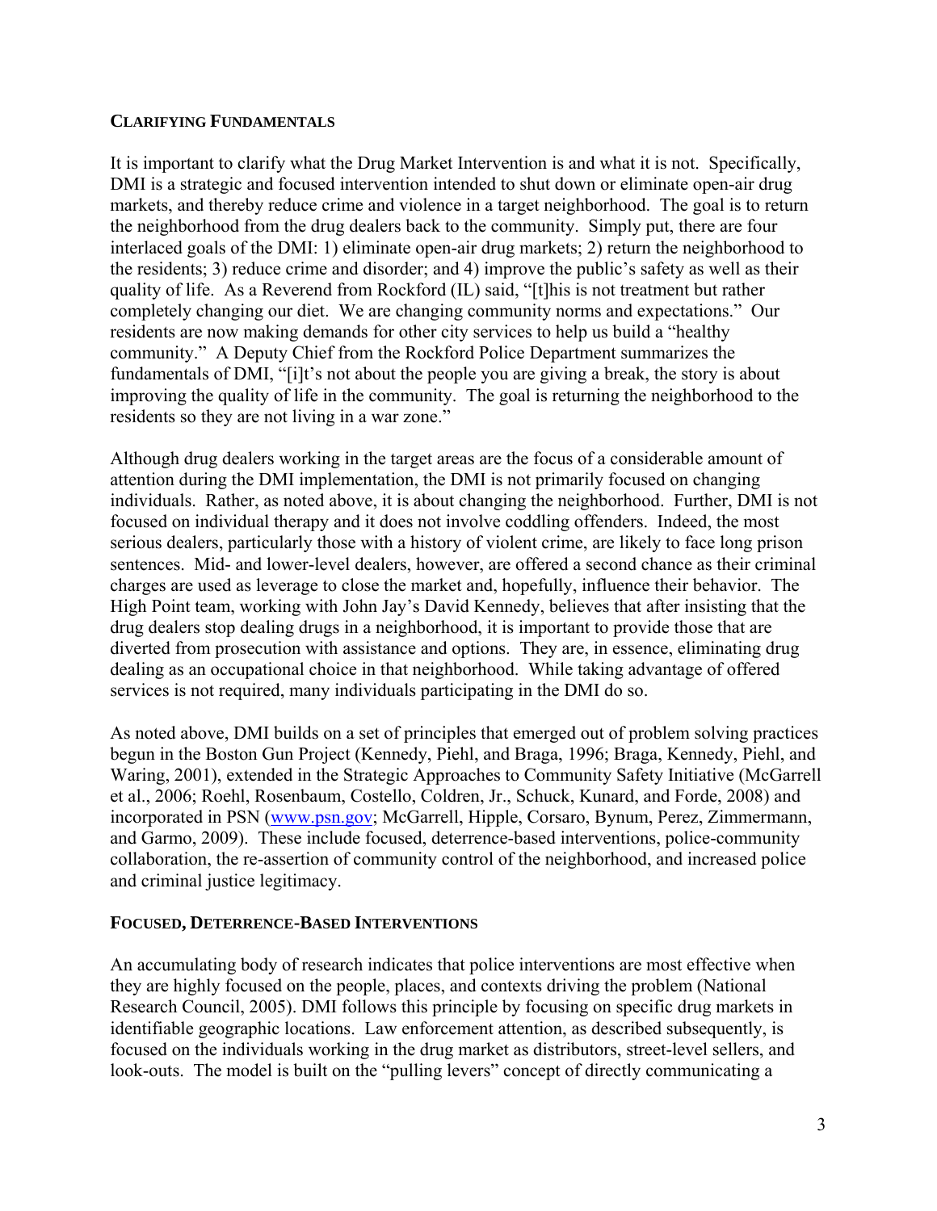## Clarifying Fundamentals

It is important to clarify what the Drug Market Intervention is and what it is not. Specifically, DMI is a strategic and focused intervention intended to shut down or eliminate open-air drug markets, and thereby reduce crime and violence in a target neighborhood. The goal is to return the neighborhood from the drug dealers back to the community. Simply put, there are four interlaced goals of the DMI: 1) eliminate open-air drug markets; 2) return the neighborhood to the residents; 3) reduce crime and disorder; and 4) improve the public's safety as well as their quality of life. As a Reverend from Rockford (IL) said, "[t]his is not treatment but rather completely changing our diet. We are changing community norms and expectations." Our residents are now making demands for other city services to help us build a "healthy community." A Deputy Chief from the Rockford Police Department summarizes the fundamentals of DMI, "[i]t's not about the people you are giving a break, the story is about improving the quality of life in the community. The goal is returning the neighborhood to the residents so they are not living in a war zone."

Although drug dealers working in the target areas are the focus of a considerable amount of attention during the DMI implementation, the DMI is not primarily focused on changing individuals. Rather, as noted above, it is about changing the neighborhood. Further, DMI is not focused on individual therapy and it does not involve coddling offenders. Indeed, the most serious dealers, particularly those with a history of violent crime, are likely to face long prison sentences. Mid- and lower-level dealers, however, are offered a second chance as their criminal charges are used as leverage to close the market and, hopefully, influence their behavior. The High Point team, working with John Jay's David Kennedy, believes that after insisting that the drug dealers stop dealing drugs in a neighborhood, it is important to provide those that are diverted from prosecution with assistance and options. They are, in essence, eliminating drug dealing as an occupational choice in that neighborhood. While taking advantage of offered services is not required, many individuals participating in the DMI do so.

As noted above, DMI builds on a set of principles that emerged out of problem solving practices begun in the Boston Gun Project (Kennedy, Piehl, and Braga, 1996; Braga, Kennedy, Piehl, and Waring, 2001), extended in the Strategic Approaches to Community Safety Initiative (McGarrell et al., 2006; Roehl, Rosenbaum, Costello, Coldren, Jr., Schuck, Kunard, and Forde, 2008) and incorporated in PSN (www.psn.gov; McGarrell, Hipple, Corsaro, Bynum, Perez, Zimmermann, and Garmo, 2009). These include focused, deterrence-based interventions, police-community collaboration, the re-assertion of community control of the neighborhood, and increased police and criminal justice legitimacy.

## Focused, Deterrence-Based Interventions

An accumulating body of research indicates that police interventions are most effective when they are highly focused on the people, places, and contexts driving the problem (National Research Council, 2005). DMI follows this principle by focusing on specific drug markets in identifiable geographic locations. Law enforcement attention, as described subsequently, is focused on the individuals working in the drug market as distributors, street-level sellers, and look-outs. The model is built on the "pulling levers" concept of directly communicating a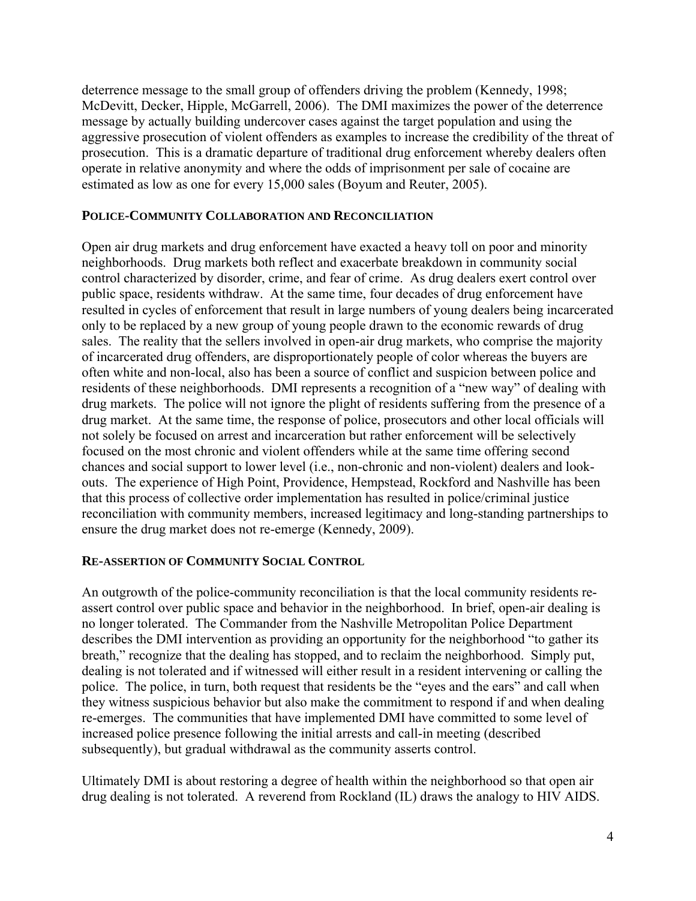deterrence message to the small group of offenders driving the problem (Kennedy, 1998; McDevitt, Decker, Hipple, McGarrell, 2006). The DMI maximizes the power of the deterrence message by actually building undercover cases against the target population and using the aggressive prosecution of violent offenders as examples to increase the credibility of the threat of prosecution. This is a dramatic departure of traditional drug enforcement whereby dealers often operate in relative anonymity and where the odds of imprisonment per sale of cocaine are estimated as low as one for every 15,000 sales (Boyum and Reuter, 2005).

## POLICE-COMMUNITY COLLABORATION AND RECONCILIATION

Open air drug markets and drug enforcement have exacted a heavy toll on poor and minority neighborhoods. Drug markets both reflect and exacerbate breakdown in community social control characterized by disorder, crime, and fear of crime. As drug dealers exert control over public space, residents withdraw. At the same time, four decades of drug enforcement have resulted in cycles of enforcement that result in large numbers of young dealers being incarcerated only to be replaced by a new group of young people drawn to the economic rewards of drug sales. The reality that the sellers involved in open-air drug markets, who comprise the majority of incarcerated drug offenders, are disproportionately people of color whereas the buyers are often white and non-local, also has been a source of conflict and suspicion between police and residents of these neighborhoods. DMI represents a recognition of a "new way" of dealing with drug markets. The police will not ignore the plight of residents suffering from the presence of a drug market. At the same time, the response of police, prosecutors and other local officials will not solely be focused on arrest and incarceration but rather enforcement will be selectively focused on the most chronic and violent offenders while at the same time offering second chances and social support to lower level (i.e., non-chronic and non-violent) dealers and look-outs. The experience of High Point, Providence, Hempstead, Rockford and Nashville has been that this process of collective order implementation has resulted in police/criminal justice reconciliation with community members, increased legitimacy and long-standing partnerships to ensure the drug market does not re-emerge (Kennedy, 2009).

## RE-ASSERTION OF COMMUNITY SOCIAL CONTROL

An outgrowth of the police-community reconciliation is that the local community residents re-assert control over public space and behavior in the neighborhood. In brief, open-air dealing is no longer tolerated. The Commander from the Nashville Metropolitan Police Department describes the DMI intervention as providing an opportunity for the neighborhood "to gather its breath," recognize that the dealing has stopped, and to reclaim the neighborhood. Simply put, dealing is not tolerated and if witnessed will either result in a resident intervening or calling the police. The police, in turn, both request that residents be the "eyes and the ears" and call when they witness suspicious behavior but also make the commitment to respond if and when dealing re-emerges. The communities that have implemented DMI have committed to some level of increased police presence following the initial arrests and call-in meeting (described subsequently), but gradual withdrawal as the community asserts control.

Ultimately DMI is about restoring a degree of health within the neighborhood so that open air drug dealing is not tolerated. A reverend from Rockland (IL) draws the analogy to HIV AIDS.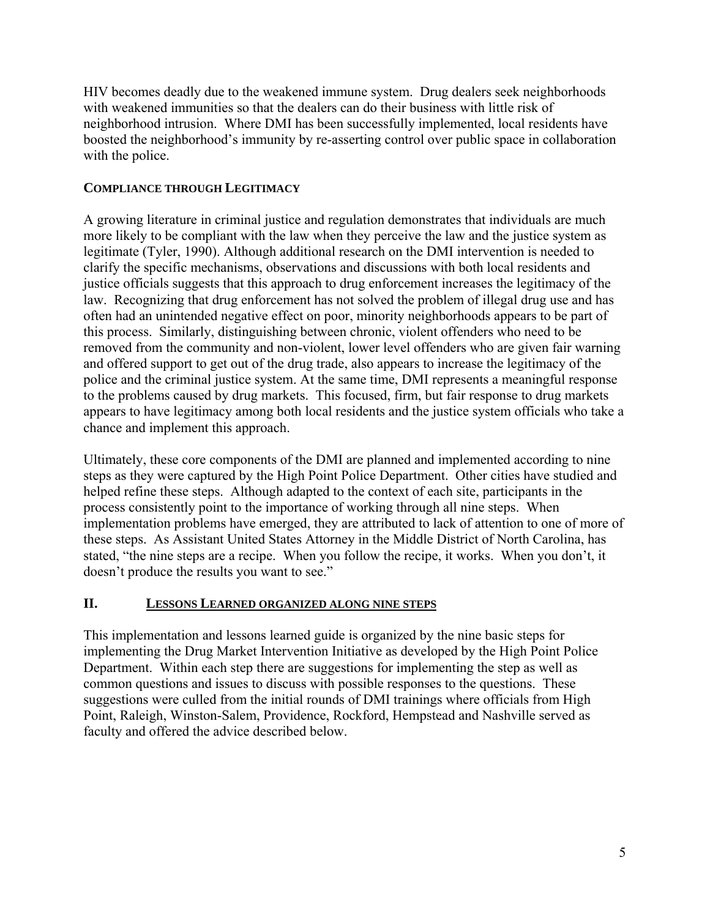HIV becomes deadly due to the weakened immune system. Drug dealers seek neighborhoods with weakened immunities so that the dealers can do their business with little risk of neighborhood intrusion. Where DMI has been successfully implemented, local residents have boosted the neighborhood's immunity by re-asserting control over public space in collaboration with the police.

**COMPLIANCE THROUGH LEGITIMACY**

A growing literature in criminal justice and regulation demonstrates that individuals are much more likely to be compliant with the law when they perceive the law and the justice system as legitimate (Tyler, 1990). Although additional research on the DMI intervention is needed to clarify the specific mechanisms, observations and discussions with both local residents and justice officials suggests that this approach to drug enforcement increases the legitimacy of the law. Recognizing that drug enforcement has not solved the problem of illegal drug use and has often had an unintended negative effect on poor, minority neighborhoods appears to be part of this process. Similarly, distinguishing between chronic, violent offenders who need to be removed from the community and non-violent, lower level offenders who are given fair warning and offered support to get out of the drug trade, also appears to increase the legitimacy of the police and the criminal justice system. At the same time, DMI represents a meaningful response to the problems caused by drug markets. This focused, firm, but fair response to drug markets appears to have legitimacy among both local residents and the justice system officials who take a chance and implement this approach.

Ultimately, these core components of the DMI are planned and implemented according to nine steps as they were captured by the High Point Police Department. Other cities have studied and helped refine these steps. Although adapted to the context of each site, participants in the process consistently point to the importance of working through all nine steps. When implementation problems have emerged, they are attributed to lack of attention to one of more of these steps. As Assistant United States Attorney in the Middle District of North Carolina, has stated, "the nine steps are a recipe. When you follow the recipe, it works. When you don't, it doesn't produce the results you want to see."

## II. LESSONS LEARNED ORGANIZED ALONG NINE STEPS

This implementation and lessons learned guide is organized by the nine basic steps for implementing the Drug Market Intervention Initiative as developed by the High Point Police Department. Within each step there are suggestions for implementing the step as well as common questions and issues to discuss with possible responses to the questions. These suggestions were culled from the initial rounds of DMI trainings where officials from High Point, Raleigh, Winston-Salem, Providence, Rockford, Hempstead and Nashville served as faculty and offered the advice described below.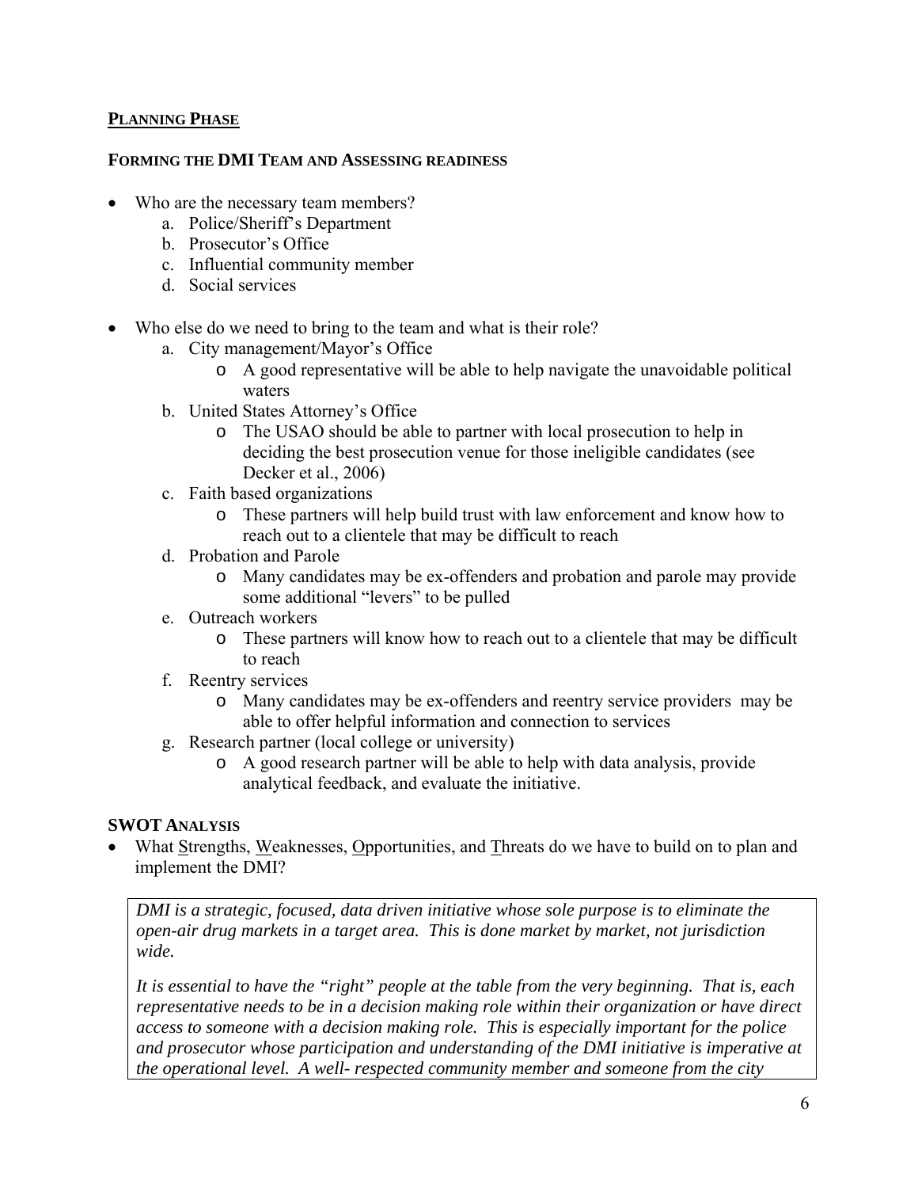## PLANNING PHASE

### FORMING THE DMI TEAM AND ASSESSING READINESS

- Who are the necessary team members?
    a. Police/Sheriff's Department
    b. Prosecutor's Office
    c. Influential community member
    d. Social services

- Who else do we need to bring to the team and what is their role?
    a. City management/Mayor's Office
        - A good representative will be able to help navigate the unavoidable political waters
    b. United States Attorney's Office
        - The USAO should be able to partner with local prosecution to help in deciding the best prosecution venue for those ineligible candidates (see Decker et al., 2006)
    c. Faith based organizations
        - These partners will help build trust with law enforcement and know how to reach out to a clientele that may be difficult to reach
    d. Probation and Parole
        - Many candidates may be ex-offenders and probation and parole may provide some additional "levers" to be pulled
    e. Outreach workers
        - These partners will know how to reach out to a clientele that may be difficult to reach
    f. Reentry services
        - Many candidates may be ex-offenders and reentry service providers may be able to offer helpful information and connection to services
    g. Research partner (local college or university)
        - A good research partner will be able to help with data analysis, provide analytical feedback, and evaluate the initiative.

### SWOT ANALYSIS

- What Strengths, Weaknesses, Opportunities, and Threats do we have to build on to plan and implement the DMI?

> *DMI is a strategic, focused, data driven initiative whose sole purpose is to eliminate the open-air drug markets in a target area. This is done market by market, not jurisdiction wide.*
>
> *It is essential to have the "right" people at the table from the very beginning. That is, each representative needs to be in a decision making role within their organization or have direct access to someone with a decision making role. This is especially important for the police and prosecutor whose participation and understanding of the DMI initiative is imperative at the operational level. A well- respected community member and someone from the city*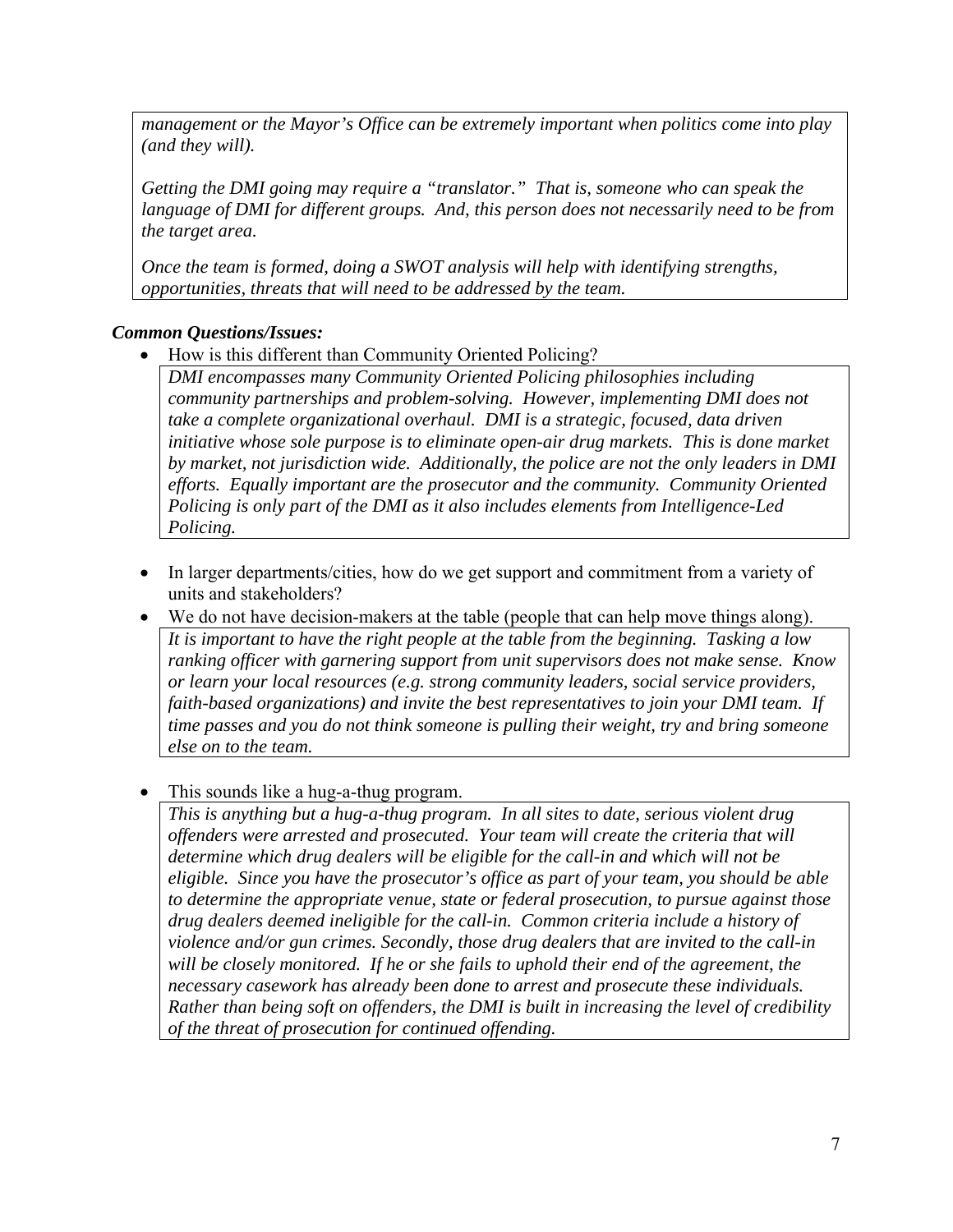*management or the Mayor's Office can be extremely important when politics come into play (and they will).*

*Getting the DMI going may require a "translator." That is, someone who can speak the language of DMI for different groups. And, this person does not necessarily need to be from the target area.*

*Once the team is formed, doing a SWOT analysis will help with identifying strengths, opportunities, threats that will need to be addressed by the team.*

***Common Questions/Issues:***

- How is this different than Community Oriented Policing?

  *DMI encompasses many Community Oriented Policing philosophies including community partnerships and problem-solving. However, implementing DMI does not take a complete organizational overhaul. DMI is a strategic, focused, data driven initiative whose sole purpose is to eliminate open-air drug markets. This is done market by market, not jurisdiction wide. Additionally, the police are not the only leaders in DMI efforts. Equally important are the prosecutor and the community. Community Oriented Policing is only part of the DMI as it also includes elements from Intelligence-Led Policing.*

- In larger departments/cities, how do we get support and commitment from a variety of units and stakeholders?
- We do not have decision-makers at the table (people that can help move things along).

  *It is important to have the right people at the table from the beginning. Tasking a low ranking officer with garnering support from unit supervisors does not make sense. Know or learn your local resources (e.g. strong community leaders, social service providers, faith-based organizations) and invite the best representatives to join your DMI team. If time passes and you do not think someone is pulling their weight, try and bring someone else on to the team.*

- This sounds like a hug-a-thug program.

  *This is anything but a hug-a-thug program. In all sites to date, serious violent drug offenders were arrested and prosecuted. Your team will create the criteria that will determine which drug dealers will be eligible for the call-in and which will not be eligible. Since you have the prosecutor's office as part of your team, you should be able to determine the appropriate venue, state or federal prosecution, to pursue against those drug dealers deemed ineligible for the call-in. Common criteria include a history of violence and/or gun crimes. Secondly, those drug dealers that are invited to the call-in will be closely monitored. If he or she fails to uphold their end of the agreement, the necessary casework has already been done to arrest and prosecute these individuals. Rather than being soft on offenders, the DMI is built in increasing the level of credibility of the threat of prosecution for continued offending.*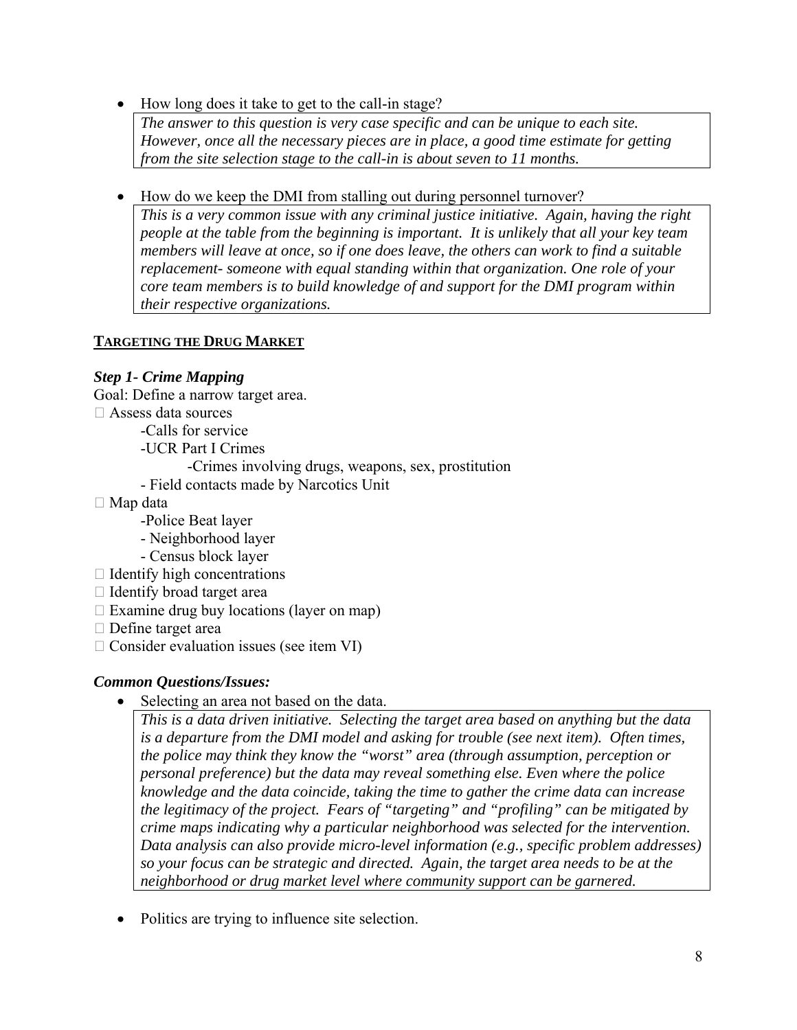- How long does it take to get to the call-in stage?

  *The answer to this question is very case specific and can be unique to each site. However, once all the necessary pieces are in place, a good time estimate for getting from the site selection stage to the call-in is about seven to 11 months.*

- How do we keep the DMI from stalling out during personnel turnover?

  *This is a very common issue with any criminal justice initiative. Again, having the right people at the table from the beginning is important. It is unlikely that all your key team members will leave at once, so if one does leave, the others can work to find a suitable replacement- someone with equal standing within that organization. One role of your core team members is to build knowledge of and support for the DMI program within their respective organizations.*

## TARGETING THE DRUG MARKET

### *Step 1- Crime Mapping*

Goal: Define a narrow target area.

- Assess data sources
  - -Calls for service
  - -UCR Part I Crimes
    - -Crimes involving drugs, weapons, sex, prostitution
  - - Field contacts made by Narcotics Unit
- Map data
  - -Police Beat layer
  - - Neighborhood layer
  - - Census block layer
- Identify high concentrations
- Identify broad target area
- Examine drug buy locations (layer on map)
- Define target area
- Consider evaluation issues (see item VI)

### *Common Questions/Issues:*

- Selecting an area not based on the data.

  *This is a data driven initiative. Selecting the target area based on anything but the data is a departure from the DMI model and asking for trouble (see next item). Often times, the police may think they know the "worst" area (through assumption, perception or personal preference) but the data may reveal something else. Even where the police knowledge and the data coincide, taking the time to gather the crime data can increase the legitimacy of the project. Fears of "targeting" and "profiling" can be mitigated by crime maps indicating why a particular neighborhood was selected for the intervention. Data analysis can also provide micro-level information (e.g., specific problem addresses) so your focus can be strategic and directed. Again, the target area needs to be at the neighborhood or drug market level where community support can be garnered.*

- Politics are trying to influence site selection.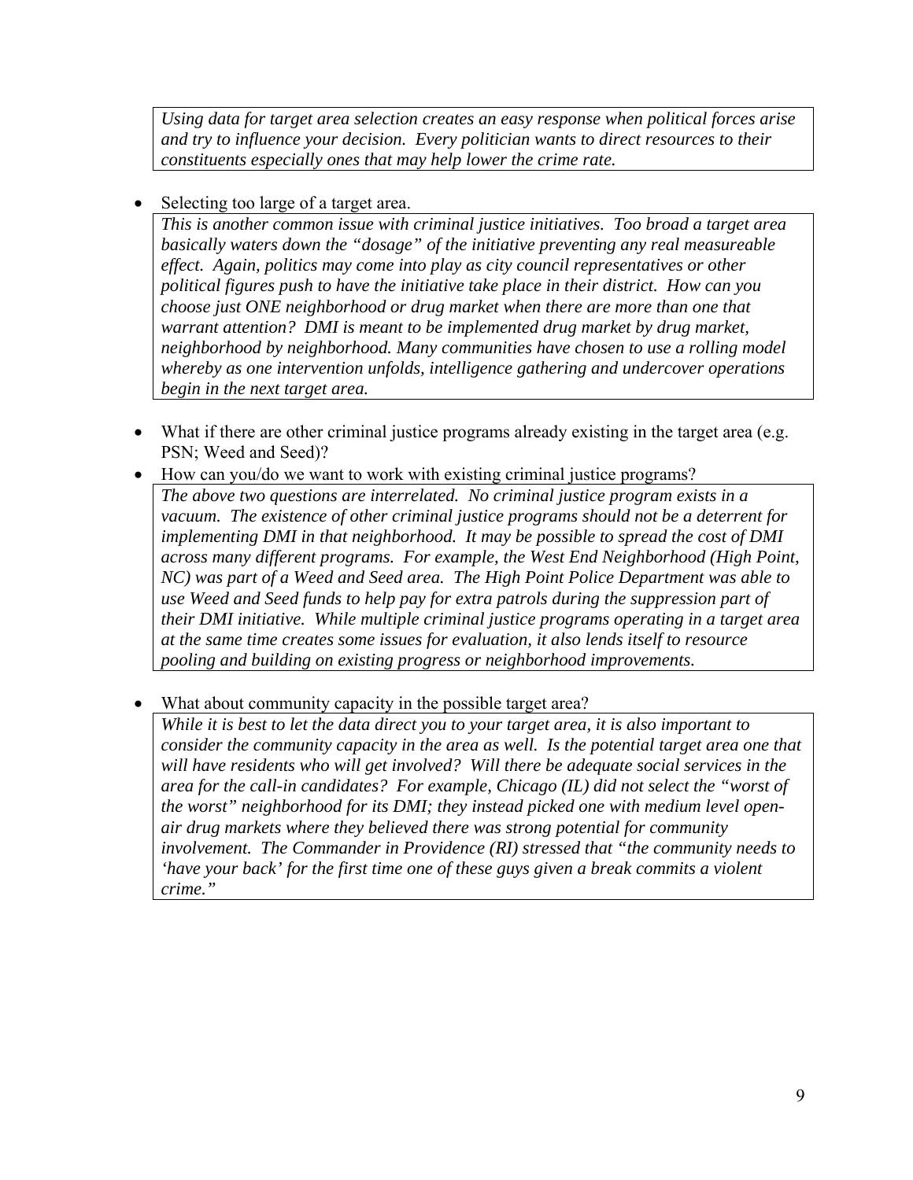*Using data for target area selection creates an easy response when political forces arise and try to influence your decision. Every politician wants to direct resources to their constituents especially ones that may help lower the crime rate.*

- Selecting too large of a target area.

  *This is another common issue with criminal justice initiatives. Too broad a target area basically waters down the "dosage" of the initiative preventing any real measureable effect. Again, politics may come into play as city council representatives or other political figures push to have the initiative take place in their district. How can you choose just ONE neighborhood or drug market when there are more than one that warrant attention? DMI is meant to be implemented drug market by drug market, neighborhood by neighborhood. Many communities have chosen to use a rolling model whereby as one intervention unfolds, intelligence gathering and undercover operations begin in the next target area.*

- What if there are other criminal justice programs already existing in the target area (e.g. PSN; Weed and Seed)?
- How can you/do we want to work with existing criminal justice programs?

  *The above two questions are interrelated. No criminal justice program exists in a vacuum. The existence of other criminal justice programs should not be a deterrent for implementing DMI in that neighborhood. It may be possible to spread the cost of DMI across many different programs. For example, the West End Neighborhood (High Point, NC) was part of a Weed and Seed area. The High Point Police Department was able to use Weed and Seed funds to help pay for extra patrols during the suppression part of their DMI initiative. While multiple criminal justice programs operating in a target area at the same time creates some issues for evaluation, it also lends itself to resource pooling and building on existing progress or neighborhood improvements.*

- What about community capacity in the possible target area?

  *While it is best to let the data direct you to your target area, it is also important to consider the community capacity in the area as well. Is the potential target area one that will have residents who will get involved? Will there be adequate social services in the area for the call-in candidates? For example, Chicago (IL) did not select the "worst of the worst" neighborhood for its DMI; they instead picked one with medium level open-air drug markets where they believed there was strong potential for community involvement. The Commander in Providence (RI) stressed that "the community needs to 'have your back' for the first time one of these guys given a break commits a violent crime."*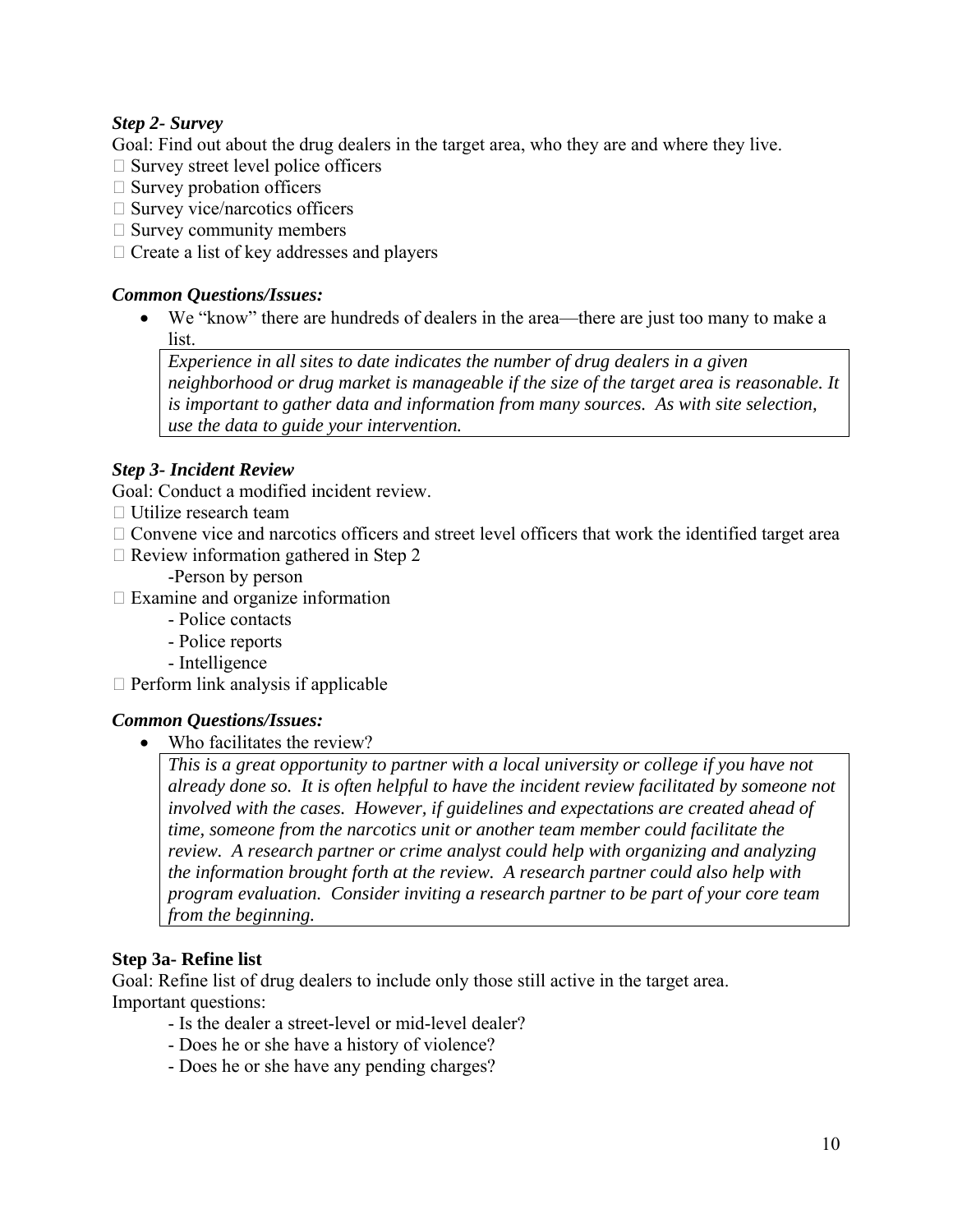### *Step 2- Survey*

Goal: Find out about the drug dealers in the target area, who they are and where they live.

- Survey street level police officers
- Survey probation officers
- Survey vice/narcotics officers
- Survey community members
- Create a list of key addresses and players

#### *Common Questions/Issues:*

- We "know" there are hundreds of dealers in the area—there are just too many to make a list.

  *Experience in all sites to date indicates the number of drug dealers in a given neighborhood or drug market is manageable if the size of the target area is reasonable. It is important to gather data and information from many sources. As with site selection, use the data to guide your intervention.*

### *Step 3- Incident Review*

Goal: Conduct a modified incident review.

- Utilize research team
- Convene vice and narcotics officers and street level officers that work the identified target area
- Review information gathered in Step 2
  - Person by person
- Examine and organize information
  - Police contacts
  - Police reports
  - Intelligence
- Perform link analysis if applicable

#### *Common Questions/Issues:*

- Who facilitates the review?

  *This is a great opportunity to partner with a local university or college if you have not already done so. It is often helpful to have the incident review facilitated by someone not involved with the cases. However, if guidelines and expectations are created ahead of time, someone from the narcotics unit or another team member could facilitate the review. A research partner or crime analyst could help with organizing and analyzing the information brought forth at the review. A research partner could also help with program evaluation. Consider inviting a research partner to be part of your core team from the beginning.*

### **Step 3a- Refine list**

Goal: Refine list of drug dealers to include only those still active in the target area.

Important questions:

- Is the dealer a street-level or mid-level dealer?
- Does he or she have a history of violence?
- Does he or she have any pending charges?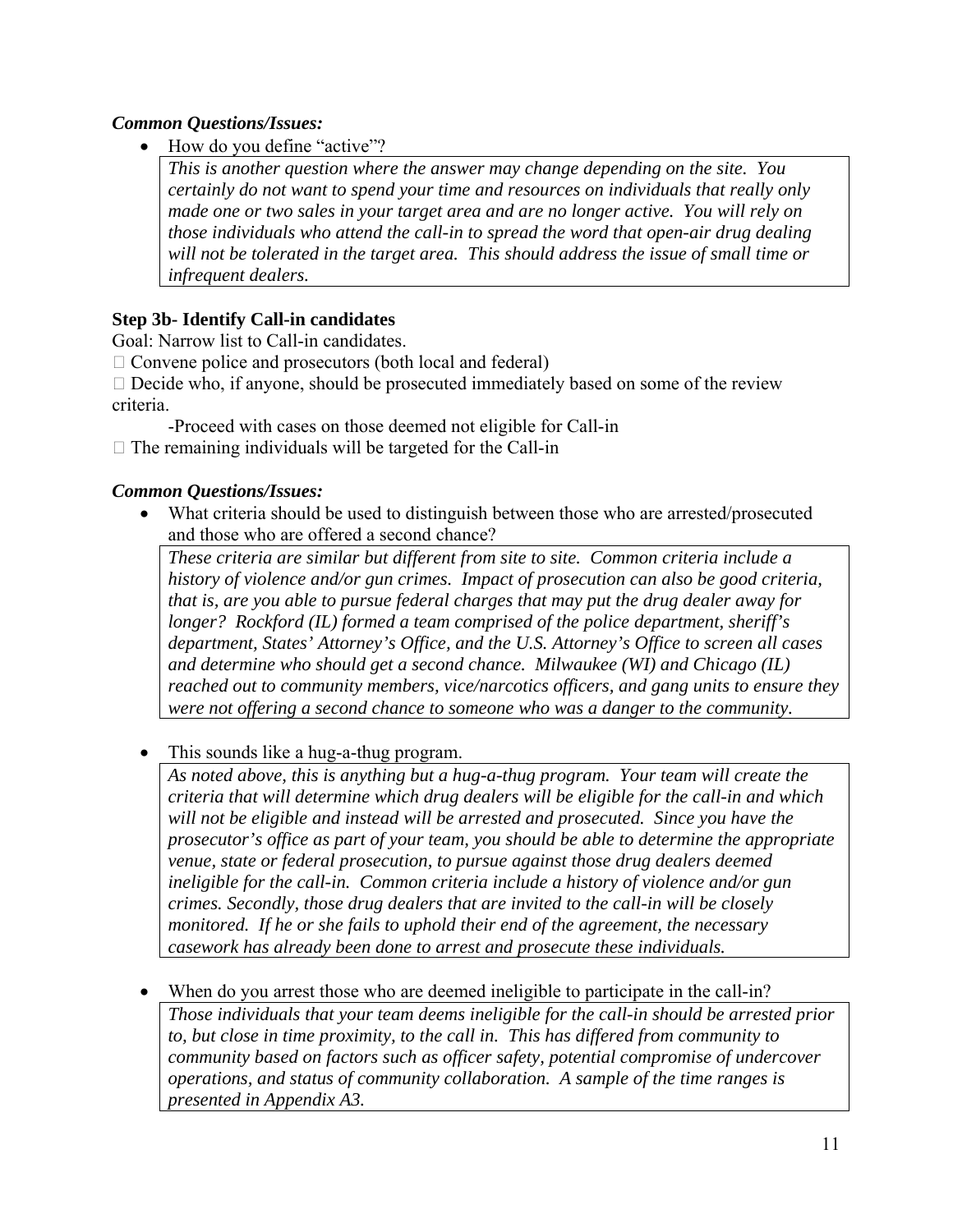***Common Questions/Issues:***

- How do you define "active"?

  *This is another question where the answer may change depending on the site. You certainly do not want to spend your time and resources on individuals that really only made one or two sales in your target area and are no longer active. You will rely on those individuals who attend the call-in to spread the word that open-air drug dealing will not be tolerated in the target area. This should address the issue of small time or infrequent dealers.*

**Step 3b- Identify Call-in candidates**

Goal: Narrow list to Call-in candidates.

- Convene police and prosecutors (both local and federal)
- Decide who, if anyone, should be prosecuted immediately based on some of the review criteria.
  - -Proceed with cases on those deemed not eligible for Call-in
- The remaining individuals will be targeted for the Call-in

***Common Questions/Issues:***

- What criteria should be used to distinguish between those who are arrested/prosecuted and those who are offered a second chance?

  *These criteria are similar but different from site to site. Common criteria include a history of violence and/or gun crimes. Impact of prosecution can also be good criteria, that is, are you able to pursue federal charges that may put the drug dealer away for longer? Rockford (IL) formed a team comprised of the police department, sheriff's department, States' Attorney's Office, and the U.S. Attorney's Office to screen all cases and determine who should get a second chance. Milwaukee (WI) and Chicago (IL) reached out to community members, vice/narcotics officers, and gang units to ensure they were not offering a second chance to someone who was a danger to the community.*

- This sounds like a hug-a-thug program.

  *As noted above, this is anything but a hug-a-thug program. Your team will create the criteria that will determine which drug dealers will be eligible for the call-in and which will not be eligible and instead will be arrested and prosecuted. Since you have the prosecutor's office as part of your team, you should be able to determine the appropriate venue, state or federal prosecution, to pursue against those drug dealers deemed ineligible for the call-in. Common criteria include a history of violence and/or gun crimes. Secondly, those drug dealers that are invited to the call-in will be closely monitored. If he or she fails to uphold their end of the agreement, the necessary casework has already been done to arrest and prosecute these individuals.*

- When do you arrest those who are deemed ineligible to participate in the call-in?

  *Those individuals that your team deems ineligible for the call-in should be arrested prior to, but close in time proximity, to the call in. This has differed from community to community based on factors such as officer safety, potential compromise of undercover operations, and status of community collaboration. A sample of the time ranges is presented in Appendix A3.*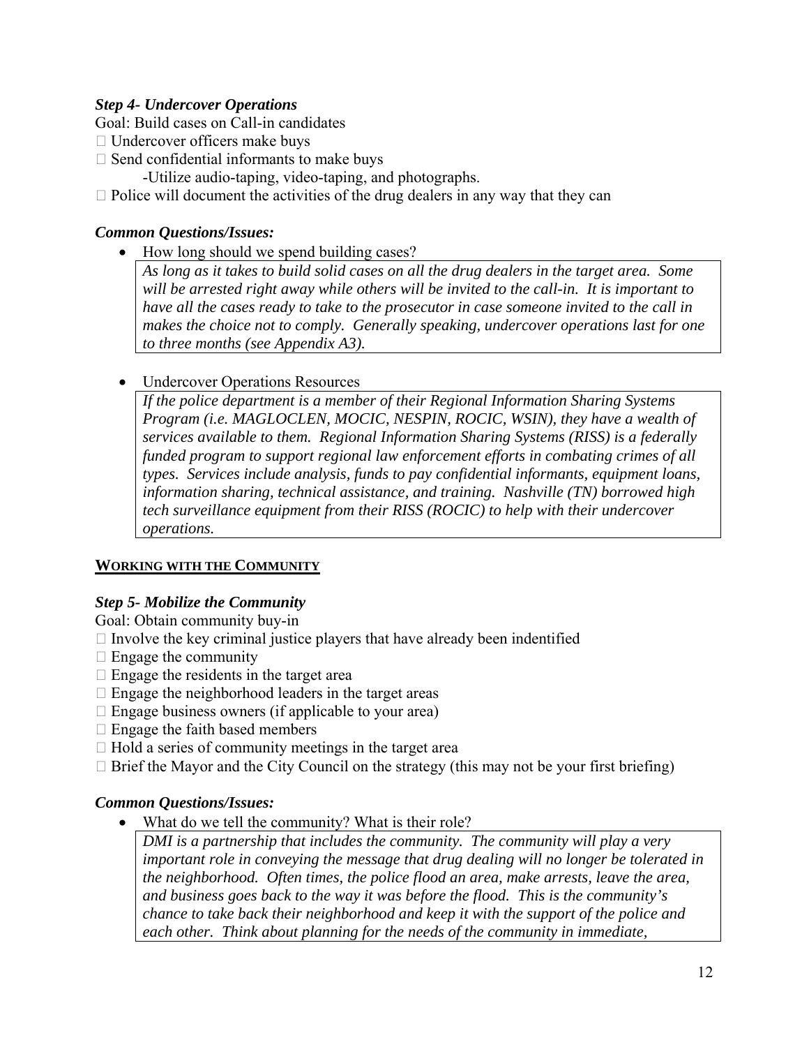### *Step 4- Undercover Operations*

Goal: Build cases on Call-in candidates

- Undercover officers make buys
- Send confidential informants to make buys
  - -Utilize audio-taping, video-taping, and photographs.
- Police will document the activities of the drug dealers in any way that they can

### *Common Questions/Issues:*

- How long should we spend building cases?

  *As long as it takes to build solid cases on all the drug dealers in the target area. Some will be arrested right away while others will be invited to the call-in. It is important to have all the cases ready to take to the prosecutor in case someone invited to the call in makes the choice not to comply. Generally speaking, undercover operations last for one to three months (see Appendix A3).*

- Undercover Operations Resources

  *If the police department is a member of their Regional Information Sharing Systems Program (i.e. MAGLOCLEN, MOCIC, NESPIN, ROCIC, WSIN), they have a wealth of services available to them. Regional Information Sharing Systems (RISS) is a federally funded program to support regional law enforcement efforts in combating crimes of all types. Services include analysis, funds to pay confidential informants, equipment loans, information sharing, technical assistance, and training. Nashville (TN) borrowed high tech surveillance equipment from their RISS (ROCIC) to help with their undercover operations.*

## WORKING WITH THE COMMUNITY

### *Step 5- Mobilize the Community*

Goal: Obtain community buy-in

- Involve the key criminal justice players that have already been indentified
- Engage the community
- Engage the residents in the target area
- Engage the neighborhood leaders in the target areas
- Engage business owners (if applicable to your area)
- Engage the faith based members
- Hold a series of community meetings in the target area
- Brief the Mayor and the City Council on the strategy (this may not be your first briefing)

### *Common Questions/Issues:*

- What do we tell the community? What is their role?

  *DMI is a partnership that includes the community. The community will play a very important role in conveying the message that drug dealing will no longer be tolerated in the neighborhood. Often times, the police flood an area, make arrests, leave the area, and business goes back to the way it was before the flood. This is the community's chance to take back their neighborhood and keep it with the support of the police and each other. Think about planning for the needs of the community in immediate,*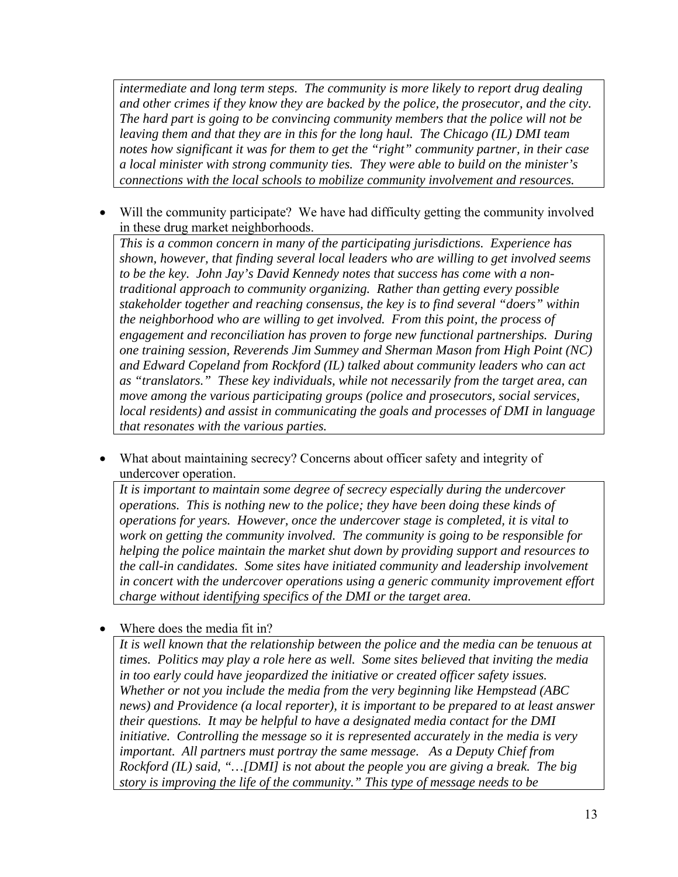*intermediate and long term steps. The community is more likely to report drug dealing and other crimes if they know they are backed by the police, the prosecutor, and the city. The hard part is going to be convincing community members that the police will not be leaving them and that they are in this for the long haul. The Chicago (IL) DMI team notes how significant it was for them to get the "right" community partner, in their case a local minister with strong community ties. They were able to build on the minister's connections with the local schools to mobilize community involvement and resources.*

- Will the community participate? We have had difficulty getting the community involved in these drug market neighborhoods.

  *This is a common concern in many of the participating jurisdictions. Experience has shown, however, that finding several local leaders who are willing to get involved seems to be the key. John Jay's David Kennedy notes that success has come with a non-traditional approach to community organizing. Rather than getting every possible stakeholder together and reaching consensus, the key is to find several "doers" within the neighborhood who are willing to get involved. From this point, the process of engagement and reconciliation has proven to forge new functional partnerships. During one training session, Reverends Jim Summey and Sherman Mason from High Point (NC) and Edward Copeland from Rockford (IL) talked about community leaders who can act as "translators." These key individuals, while not necessarily from the target area, can move among the various participating groups (police and prosecutors, social services, local residents) and assist in communicating the goals and processes of DMI in language that resonates with the various parties.*

- What about maintaining secrecy? Concerns about officer safety and integrity of undercover operation.

  *It is important to maintain some degree of secrecy especially during the undercover operations. This is nothing new to the police; they have been doing these kinds of operations for years. However, once the undercover stage is completed, it is vital to work on getting the community involved. The community is going to be responsible for helping the police maintain the market shut down by providing support and resources to the call-in candidates. Some sites have initiated community and leadership involvement in concert with the undercover operations using a generic community improvement effort charge without identifying specifics of the DMI or the target area.*

- Where does the media fit in?

  *It is well known that the relationship between the police and the media can be tenuous at times. Politics may play a role here as well. Some sites believed that inviting the media in too early could have jeopardized the initiative or created officer safety issues. Whether or not you include the media from the very beginning like Hempstead (ABC news) and Providence (a local reporter), it is important to be prepared to at least answer their questions. It may be helpful to have a designated media contact for the DMI initiative. Controlling the message so it is represented accurately in the media is very important. All partners must portray the same message. As a Deputy Chief from Rockford (IL) said, "…[DMI] is not about the people you are giving a break. The big story is improving the life of the community." This type of message needs to be*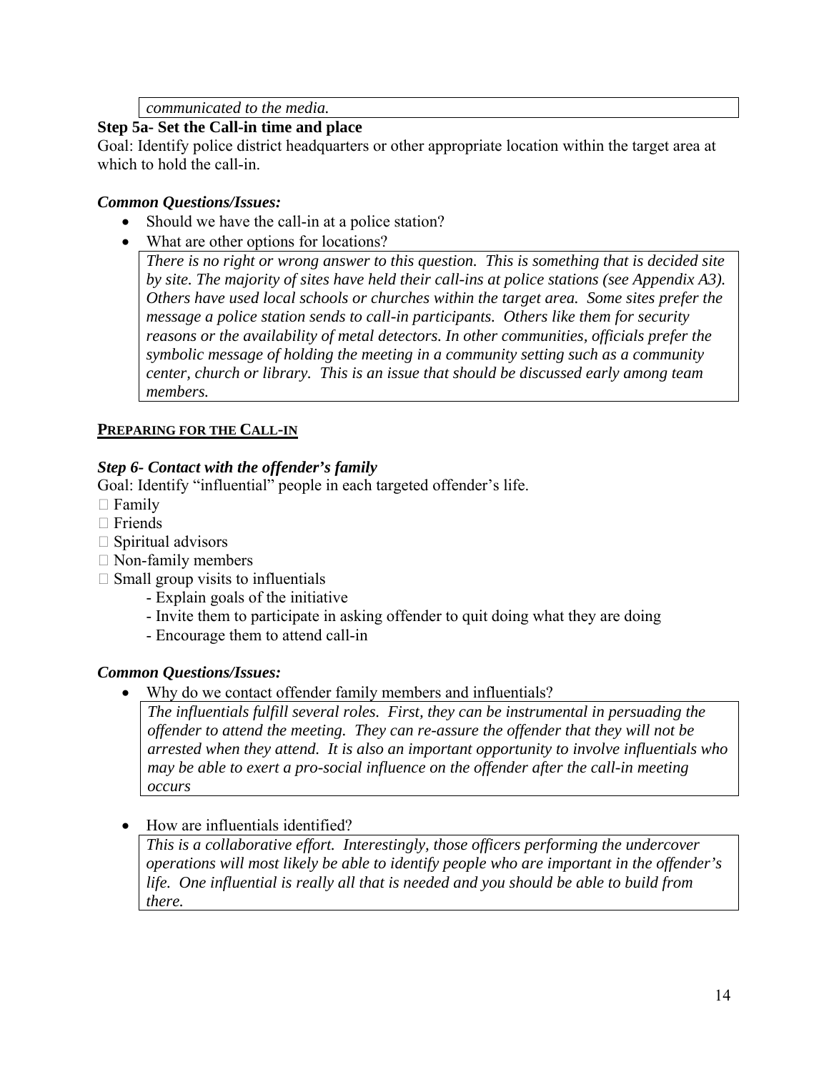*communicated to the media.*

**Step 5a- Set the Call-in time and place**

Goal: Identify police district headquarters or other appropriate location within the target area at which to hold the call-in.

***Common Questions/Issues:***

- Should we have the call-in at a police station?
- What are other options for locations?

  *There is no right or wrong answer to this question. This is something that is decided site by site. The majority of sites have held their call-ins at police stations (see Appendix A3). Others have used local schools or churches within the target area. Some sites prefer the message a police station sends to call-in participants. Others like them for security reasons or the availability of metal detectors. In other communities, officials prefer the symbolic message of holding the meeting in a community setting such as a community center, church or library. This is an issue that should be discussed early among team members.*

## PREPARING FOR THE CALL-IN

***Step 6- Contact with the offender's family***

Goal: Identify "influential" people in each targeted offender's life.

- Family
- Friends
- Spiritual advisors
- Non-family members
- Small group visits to influentials
  - Explain goals of the initiative
  - Invite them to participate in asking offender to quit doing what they are doing
  - Encourage them to attend call-in

***Common Questions/Issues:***

- Why do we contact offender family members and influentials?

  *The influentials fulfill several roles. First, they can be instrumental in persuading the offender to attend the meeting. They can re-assure the offender that they will not be arrested when they attend. It is also an important opportunity to involve influentials who may be able to exert a pro-social influence on the offender after the call-in meeting occurs*

- How are influentials identified?

  *This is a collaborative effort. Interestingly, those officers performing the undercover operations will most likely be able to identify people who are important in the offender's life. One influential is really all that is needed and you should be able to build from there.*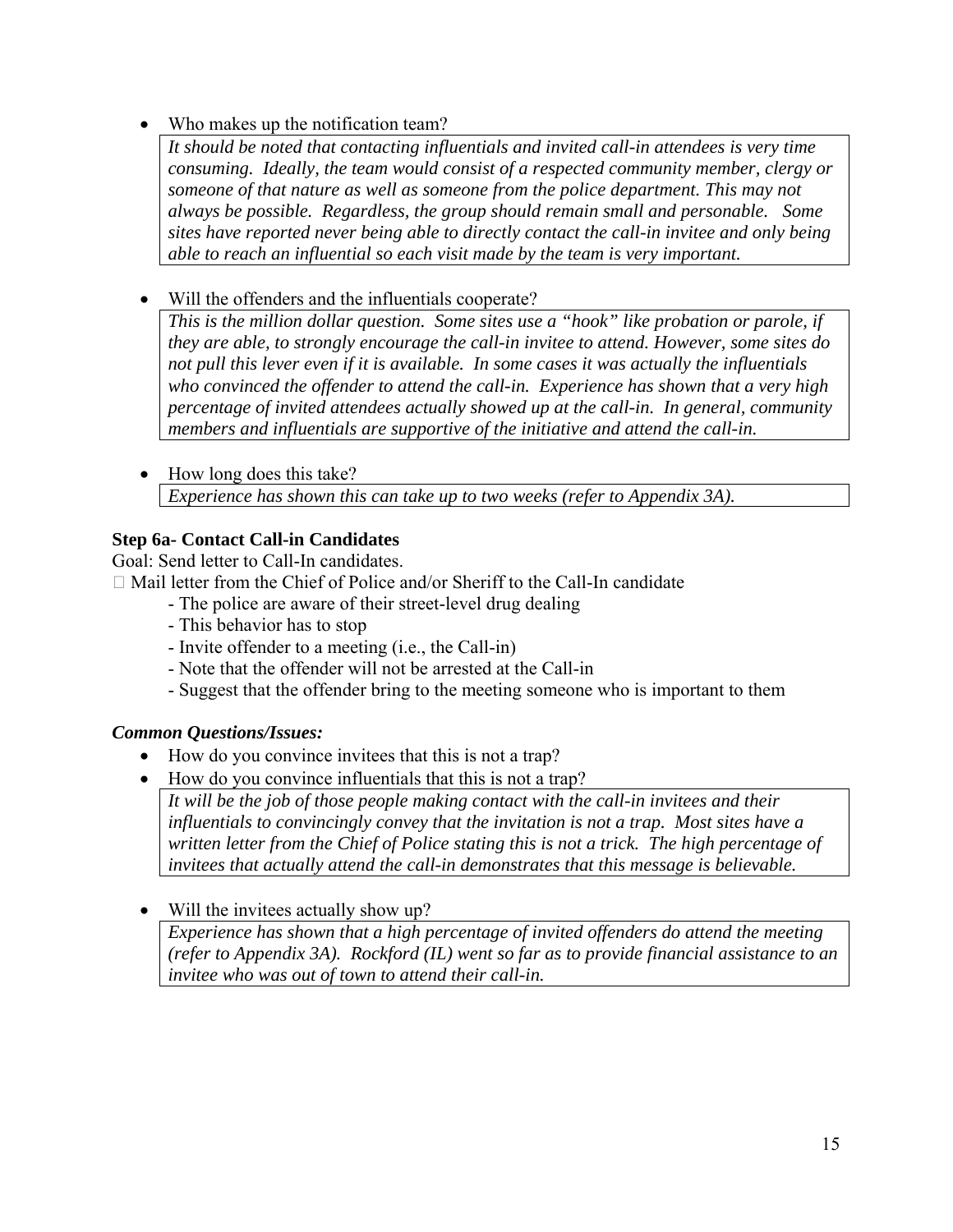- Who makes up the notification team?

  *It should be noted that contacting influentials and invited call-in attendees is very time consuming. Ideally, the team would consist of a respected community member, clergy or someone of that nature as well as someone from the police department. This may not always be possible. Regardless, the group should remain small and personable. Some sites have reported never being able to directly contact the call-in invitee and only being able to reach an influential so each visit made by the team is very important.*

- Will the offenders and the influentials cooperate?

  *This is the million dollar question. Some sites use a "hook" like probation or parole, if they are able, to strongly encourage the call-in invitee to attend. However, some sites do not pull this lever even if it is available. In some cases it was actually the influentials who convinced the offender to attend the call-in. Experience has shown that a very high percentage of invited attendees actually showed up at the call-in. In general, community members and influentials are supportive of the initiative and attend the call-in.*

- How long does this take?

  *Experience has shown this can take up to two weeks (refer to Appendix 3A).*

**Step 6a- Contact Call-in Candidates**

Goal: Send letter to Call-In candidates.

- Mail letter from the Chief of Police and/or Sheriff to the Call-In candidate
  - The police are aware of their street-level drug dealing
  - This behavior has to stop
  - Invite offender to a meeting (i.e., the Call-in)
  - Note that the offender will not be arrested at the Call-in
  - Suggest that the offender bring to the meeting someone who is important to them

***Common Questions/Issues:***

- How do you convince invitees that this is not a trap?
- How do you convince influentials that this is not a trap?

  *It will be the job of those people making contact with the call-in invitees and their influentials to convincingly convey that the invitation is not a trap. Most sites have a written letter from the Chief of Police stating this is not a trick. The high percentage of invitees that actually attend the call-in demonstrates that this message is believable.*

- Will the invitees actually show up?

  *Experience has shown that a high percentage of invited offenders do attend the meeting (refer to Appendix 3A). Rockford (IL) went so far as to provide financial assistance to an invitee who was out of town to attend their call-in.*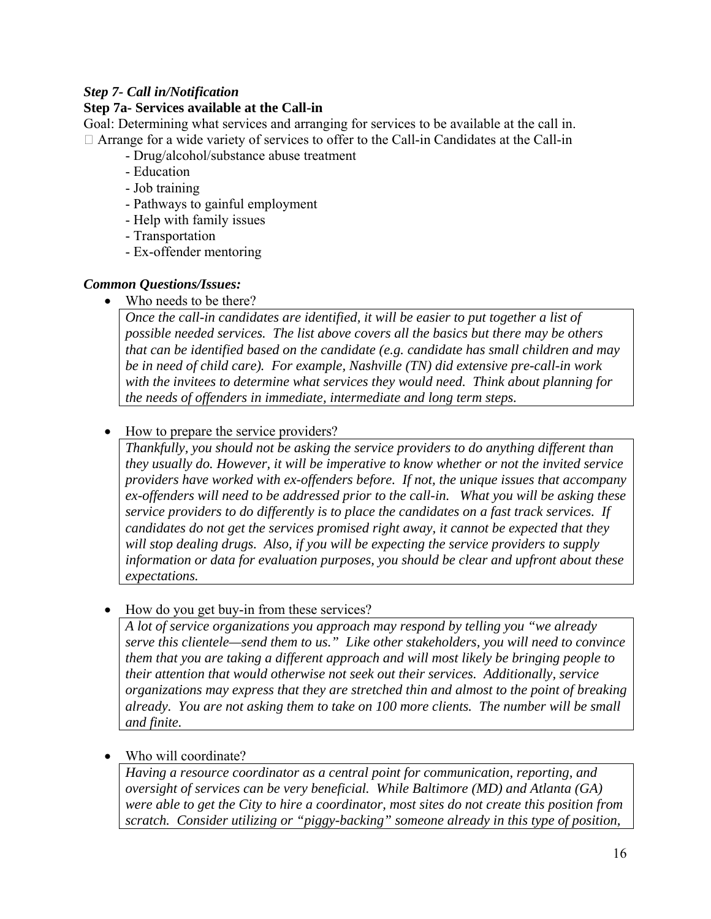***Step 7- Call in/Notification***

**Step 7a- Services available at the Call-in**

Goal: Determining what services and arranging for services to be available at the call in.

- Arrange for a wide variety of services to offer to the Call-in Candidates at the Call-in
  - Drug/alcohol/substance abuse treatment
  - Education
  - Job training
  - Pathways to gainful employment
  - Help with family issues
  - Transportation
  - Ex-offender mentoring

***Common Questions/Issues:***

- Who needs to be there?

  *Once the call-in candidates are identified, it will be easier to put together a list of possible needed services. The list above covers all the basics but there may be others that can be identified based on the candidate (e.g. candidate has small children and may be in need of child care). For example, Nashville (TN) did extensive pre-call-in work with the invitees to determine what services they would need. Think about planning for the needs of offenders in immediate, intermediate and long term steps.*

- How to prepare the service providers?

  *Thankfully, you should not be asking the service providers to do anything different than they usually do. However, it will be imperative to know whether or not the invited service providers have worked with ex-offenders before. If not, the unique issues that accompany ex-offenders will need to be addressed prior to the call-in. What you will be asking these service providers to do differently is to place the candidates on a fast track services. If candidates do not get the services promised right away, it cannot be expected that they will stop dealing drugs. Also, if you will be expecting the service providers to supply information or data for evaluation purposes, you should be clear and upfront about these expectations.*

- How do you get buy-in from these services?

  *A lot of service organizations you approach may respond by telling you "we already serve this clientele—send them to us." Like other stakeholders, you will need to convince them that you are taking a different approach and will most likely be bringing people to their attention that would otherwise not seek out their services. Additionally, service organizations may express that they are stretched thin and almost to the point of breaking already. You are not asking them to take on 100 more clients. The number will be small and finite.*

- Who will coordinate?

  *Having a resource coordinator as a central point for communication, reporting, and oversight of services can be very beneficial. While Baltimore (MD) and Atlanta (GA) were able to get the City to hire a coordinator, most sites do not create this position from scratch. Consider utilizing or "piggy-backing" someone already in this type of position,*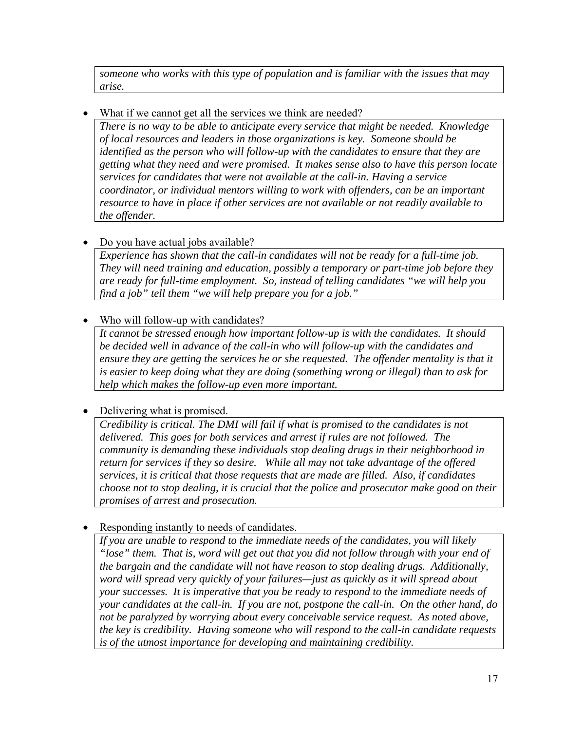*someone who works with this type of population and is familiar with the issues that may arise.*

- What if we cannot get all the services we think are needed?

  *There is no way to be able to anticipate every service that might be needed. Knowledge of local resources and leaders in those organizations is key. Someone should be identified as the person who will follow-up with the candidates to ensure that they are getting what they need and were promised. It makes sense also to have this person locate services for candidates that were not available at the call-in. Having a service coordinator, or individual mentors willing to work with offenders, can be an important resource to have in place if other services are not available or not readily available to the offender.*

- Do you have actual jobs available?

  *Experience has shown that the call-in candidates will not be ready for a full-time job. They will need training and education, possibly a temporary or part-time job before they are ready for full-time employment. So, instead of telling candidates "we will help you find a job" tell them "we will help prepare you for a job."*

- Who will follow-up with candidates?

  *It cannot be stressed enough how important follow-up is with the candidates. It should be decided well in advance of the call-in who will follow-up with the candidates and ensure they are getting the services he or she requested. The offender mentality is that it is easier to keep doing what they are doing (something wrong or illegal) than to ask for help which makes the follow-up even more important.*

- Delivering what is promised.

  *Credibility is critical. The DMI will fail if what is promised to the candidates is not delivered. This goes for both services and arrest if rules are not followed. The community is demanding these individuals stop dealing drugs in their neighborhood in return for services if they so desire. While all may not take advantage of the offered services, it is critical that those requests that are made are filled. Also, if candidates choose not to stop dealing, it is crucial that the police and prosecutor make good on their promises of arrest and prosecution.*

- Responding instantly to needs of candidates.

  *If you are unable to respond to the immediate needs of the candidates, you will likely "lose" them. That is, word will get out that you did not follow through with your end of the bargain and the candidate will not have reason to stop dealing drugs. Additionally, word will spread very quickly of your failures—just as quickly as it will spread about your successes. It is imperative that you be ready to respond to the immediate needs of your candidates at the call-in. If you are not, postpone the call-in. On the other hand, do not be paralyzed by worrying about every conceivable service request. As noted above, the key is credibility. Having someone who will respond to the call-in candidate requests is of the utmost importance for developing and maintaining credibility.*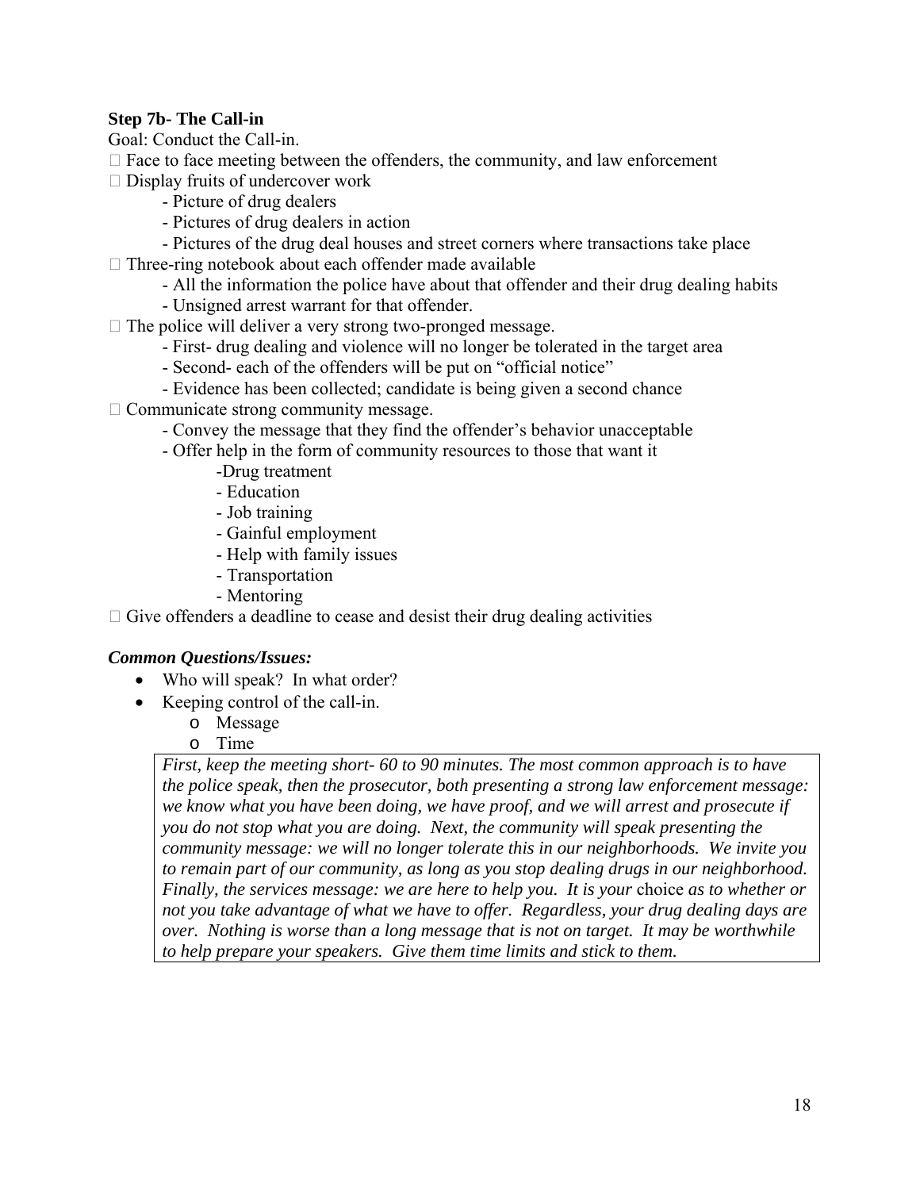### Step 7b- The Call-in

Goal: Conduct the Call-in.

- Face to face meeting between the offenders, the community, and law enforcement
- Display fruits of undercover work
  - Picture of drug dealers
  - Pictures of drug dealers in action
  - Pictures of the drug deal houses and street corners where transactions take place
- Three-ring notebook about each offender made available
  - All the information the police have about that offender and their drug dealing habits
  - Unsigned arrest warrant for that offender.
- The police will deliver a very strong two-pronged message.
  - First- drug dealing and violence will no longer be tolerated in the target area
  - Second- each of the offenders will be put on "official notice"
  - Evidence has been collected; candidate is being given a second chance
- Communicate strong community message.
  - Convey the message that they find the offender's behavior unacceptable
  - Offer help in the form of community resources to those that want it
    - Drug treatment
    - Education
    - Job training
    - Gainful employment
    - Help with family issues
    - Transportation
    - Mentoring
- Give offenders a deadline to cease and desist their drug dealing activities

***Common Questions/Issues:***

- Who will speak? In what order?
- Keeping control of the call-in.
  - Message
  - Time

> *First, keep the meeting short- 60 to 90 minutes. The most common approach is to have the police speak, then the prosecutor, both presenting a strong law enforcement message: we know what you have been doing, we have proof, and we will arrest and prosecute if you do not stop what you are doing. Next, the community will speak presenting the community message: we will no longer tolerate this in our neighborhoods. We invite you to remain part of our community, as long as you stop dealing drugs in our neighborhood. Finally, the services message: we are here to help you. It is your* choice *as to whether or not you take advantage of what we have to offer. Regardless, your drug dealing days are over. Nothing is worse than a long message that is not on target. It may be worthwhile to help prepare your speakers. Give them time limits and stick to them.*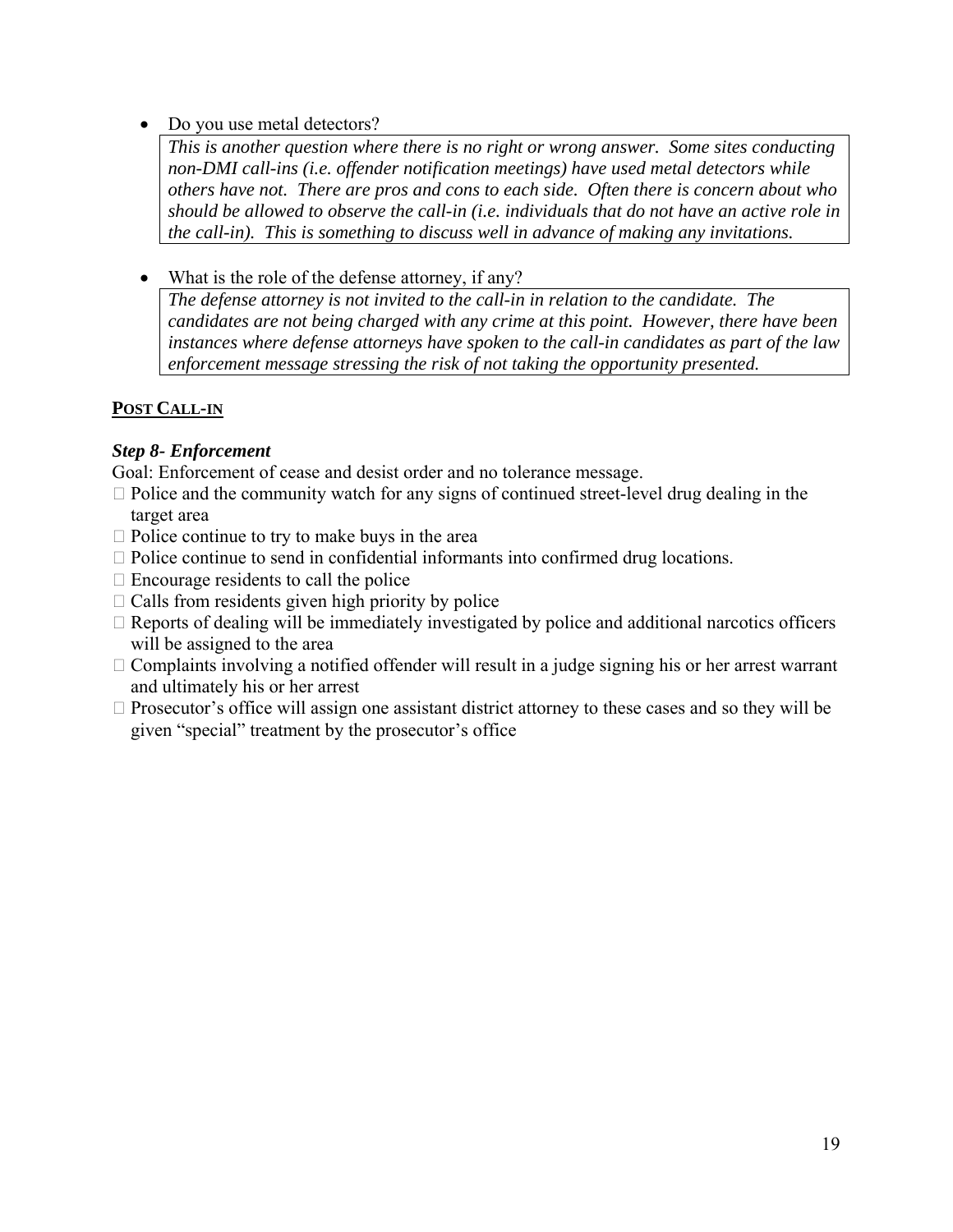- Do you use metal detectors?

  *This is another question where there is no right or wrong answer. Some sites conducting non-DMI call-ins (i.e. offender notification meetings) have used metal detectors while others have not. There are pros and cons to each side. Often there is concern about who should be allowed to observe the call-in (i.e. individuals that do not have an active role in the call-in). This is something to discuss well in advance of making any invitations.*

- What is the role of the defense attorney, if any?

  *The defense attorney is not invited to the call-in in relation to the candidate. The candidates are not being charged with any crime at this point. However, there have been instances where defense attorneys have spoken to the call-in candidates as part of the law enforcement message stressing the risk of not taking the opportunity presented.*

## POST CALL-IN

### *Step 8- Enforcement*

Goal: Enforcement of cease and desist order and no tolerance message.

- Police and the community watch for any signs of continued street-level drug dealing in the target area
- Police continue to try to make buys in the area
- Police continue to send in confidential informants into confirmed drug locations.
- Encourage residents to call the police
- Calls from residents given high priority by police
- Reports of dealing will be immediately investigated by police and additional narcotics officers will be assigned to the area
- Complaints involving a notified offender will result in a judge signing his or her arrest warrant and ultimately his or her arrest
- Prosecutor's office will assign one assistant district attorney to these cases and so they will be given "special" treatment by the prosecutor's office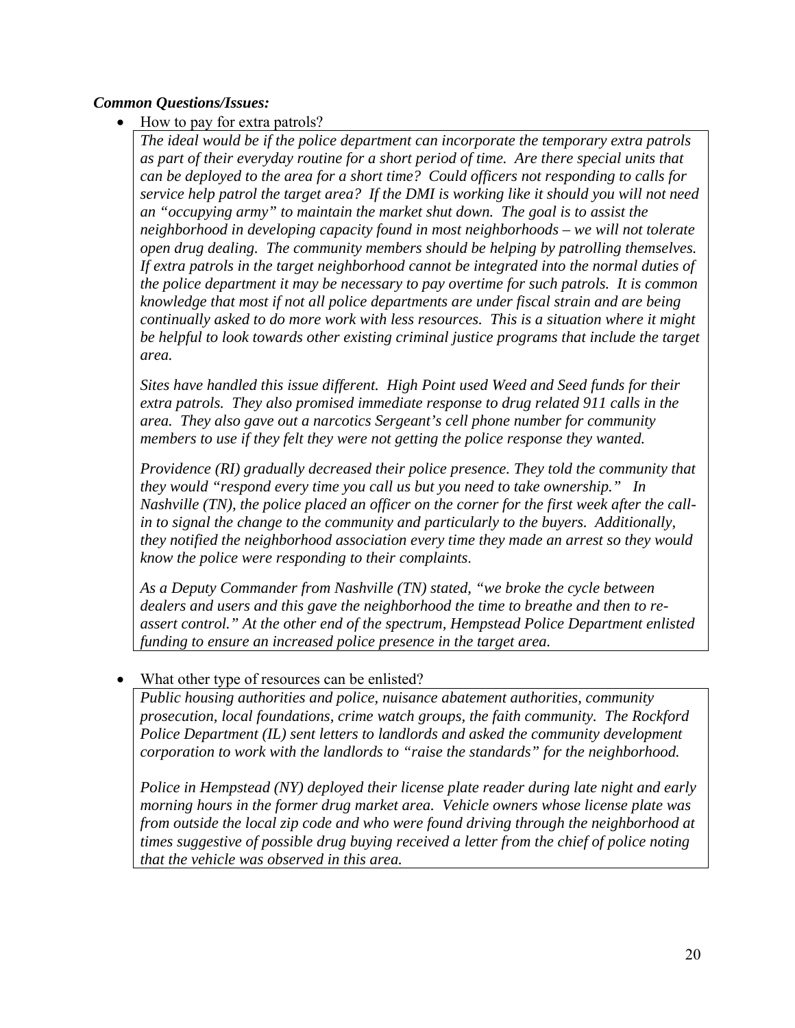***Common Questions/Issues:***

- How to pay for extra patrols?

  *The ideal would be if the police department can incorporate the temporary extra patrols as part of their everyday routine for a short period of time. Are there special units that can be deployed to the area for a short time? Could officers not responding to calls for service help patrol the target area? If the DMI is working like it should you will not need an "occupying army" to maintain the market shut down. The goal is to assist the neighborhood in developing capacity found in most neighborhoods – we will not tolerate open drug dealing. The community members should be helping by patrolling themselves. If extra patrols in the target neighborhood cannot be integrated into the normal duties of the police department it may be necessary to pay overtime for such patrols. It is common knowledge that most if not all police departments are under fiscal strain and are being continually asked to do more work with less resources. This is a situation where it might be helpful to look towards other existing criminal justice programs that include the target area.*

  *Sites have handled this issue different. High Point used Weed and Seed funds for their extra patrols. They also promised immediate response to drug related 911 calls in the area. They also gave out a narcotics Sergeant's cell phone number for community members to use if they felt they were not getting the police response they wanted.*

  *Providence (RI) gradually decreased their police presence. They told the community that they would "respond every time you call us but you need to take ownership." In Nashville (TN), the police placed an officer on the corner for the first week after the call-in to signal the change to the community and particularly to the buyers. Additionally, they notified the neighborhood association every time they made an arrest so they would know the police were responding to their complaints.*

  *As a Deputy Commander from Nashville (TN) stated, "we broke the cycle between dealers and users and this gave the neighborhood the time to breathe and then to re-assert control." At the other end of the spectrum, Hempstead Police Department enlisted funding to ensure an increased police presence in the target area.*

- What other type of resources can be enlisted?

  *Public housing authorities and police, nuisance abatement authorities, community prosecution, local foundations, crime watch groups, the faith community. The Rockford Police Department (IL) sent letters to landlords and asked the community development corporation to work with the landlords to "raise the standards" for the neighborhood.*

  *Police in Hempstead (NY) deployed their license plate reader during late night and early morning hours in the former drug market area. Vehicle owners whose license plate was from outside the local zip code and who were found driving through the neighborhood at times suggestive of possible drug buying received a letter from the chief of police noting that the vehicle was observed in this area.*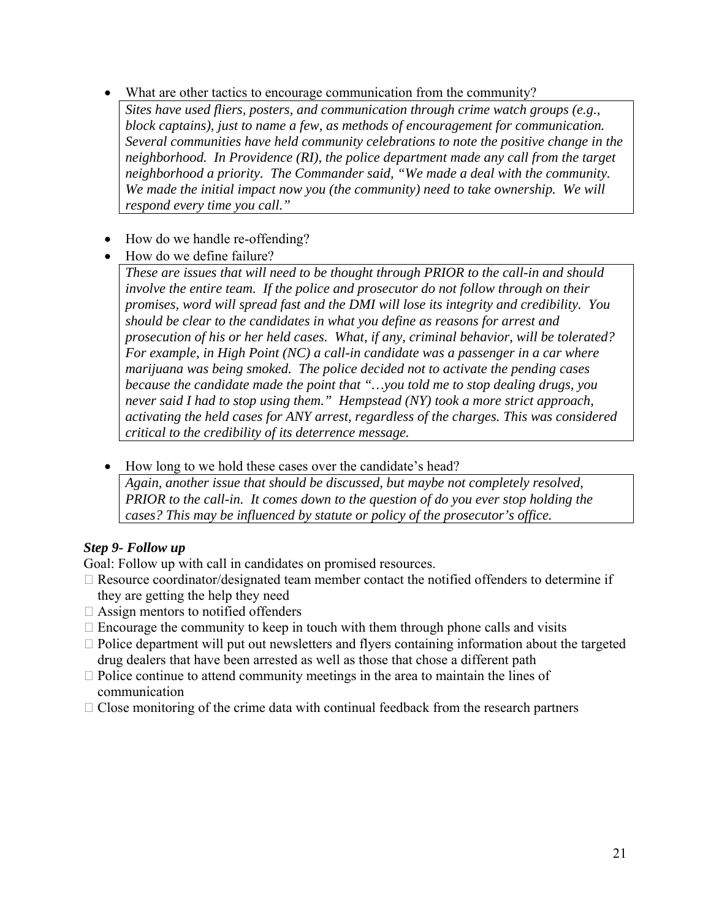- What are other tactics to encourage communication from the community?

  *Sites have used fliers, posters, and communication through crime watch groups (e.g., block captains), just to name a few, as methods of encouragement for communication. Several communities have held community celebrations to note the positive change in the neighborhood. In Providence (RI), the police department made any call from the target neighborhood a priority. The Commander said, "We made a deal with the community. We made the initial impact now you (the community) need to take ownership. We will respond every time you call."*

- How do we handle re-offending?
- How do we define failure?

  *These are issues that will need to be thought through PRIOR to the call-in and should involve the entire team. If the police and prosecutor do not follow through on their promises, word will spread fast and the DMI will lose its integrity and credibility. You should be clear to the candidates in what you define as reasons for arrest and prosecution of his or her held cases. What, if any, criminal behavior, will be tolerated? For example, in High Point (NC) a call-in candidate was a passenger in a car where marijuana was being smoked. The police decided not to activate the pending cases because the candidate made the point that "…you told me to stop dealing drugs, you never said I had to stop using them." Hempstead (NY) took a more strict approach, activating the held cases for ANY arrest, regardless of the charges. This was considered critical to the credibility of its deterrence message.*

- How long to we hold these cases over the candidate's head?

  *Again, another issue that should be discussed, but maybe not completely resolved, PRIOR to the call-in. It comes down to the question of do you ever stop holding the cases? This may be influenced by statute or policy of the prosecutor's office.*

### *Step 9- Follow up*

Goal: Follow up with call in candidates on promised resources.

- Resource coordinator/designated team member contact the notified offenders to determine if they are getting the help they need
- Assign mentors to notified offenders
- Encourage the community to keep in touch with them through phone calls and visits
- Police department will put out newsletters and flyers containing information about the targeted drug dealers that have been arrested as well as those that chose a different path
- Police continue to attend community meetings in the area to maintain the lines of communication
- Close monitoring of the crime data with continual feedback from the research partners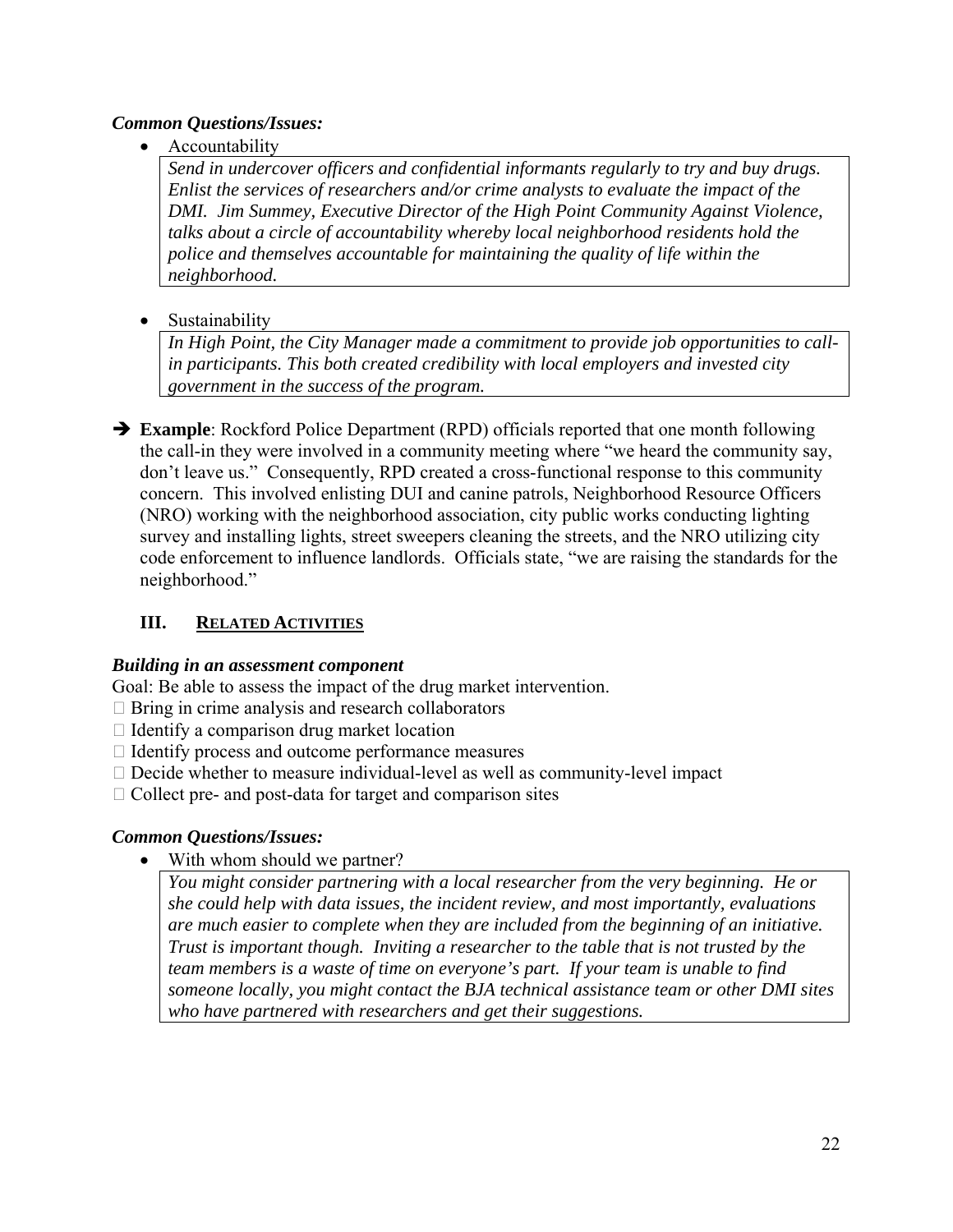***Common Questions/Issues:***

- Accountability

  *Send in undercover officers and confidential informants regularly to try and buy drugs. Enlist the services of researchers and/or crime analysts to evaluate the impact of the DMI. Jim Summey, Executive Director of the High Point Community Against Violence, talks about a circle of accountability whereby local neighborhood residents hold the police and themselves accountable for maintaining the quality of life within the neighborhood.*

- Sustainability

  *In High Point, the City Manager made a commitment to provide job opportunities to call-in participants. This both created credibility with local employers and invested city government in the success of the program.*

➔ **Example**: Rockford Police Department (RPD) officials reported that one month following the call-in they were involved in a community meeting where "we heard the community say, don't leave us." Consequently, RPD created a cross-functional response to this community concern. This involved enlisting DUI and canine patrols, Neighborhood Resource Officers (NRO) working with the neighborhood association, city public works conducting lighting survey and installing lights, street sweepers cleaning the streets, and the NRO utilizing city code enforcement to influence landlords. Officials state, "we are raising the standards for the neighborhood."

## III. RELATED ACTIVITIES

***Building in an assessment component***

Goal: Be able to assess the impact of the drug market intervention.

- Bring in crime analysis and research collaborators
- Identify a comparison drug market location
- Identify process and outcome performance measures
- Decide whether to measure individual-level as well as community-level impact
- Collect pre- and post-data for target and comparison sites

***Common Questions/Issues:***

- With whom should we partner?

  *You might consider partnering with a local researcher from the very beginning. He or she could help with data issues, the incident review, and most importantly, evaluations are much easier to complete when they are included from the beginning of an initiative. Trust is important though. Inviting a researcher to the table that is not trusted by the team members is a waste of time on everyone's part. If your team is unable to find someone locally, you might contact the BJA technical assistance team or other DMI sites who have partnered with researchers and get their suggestions.*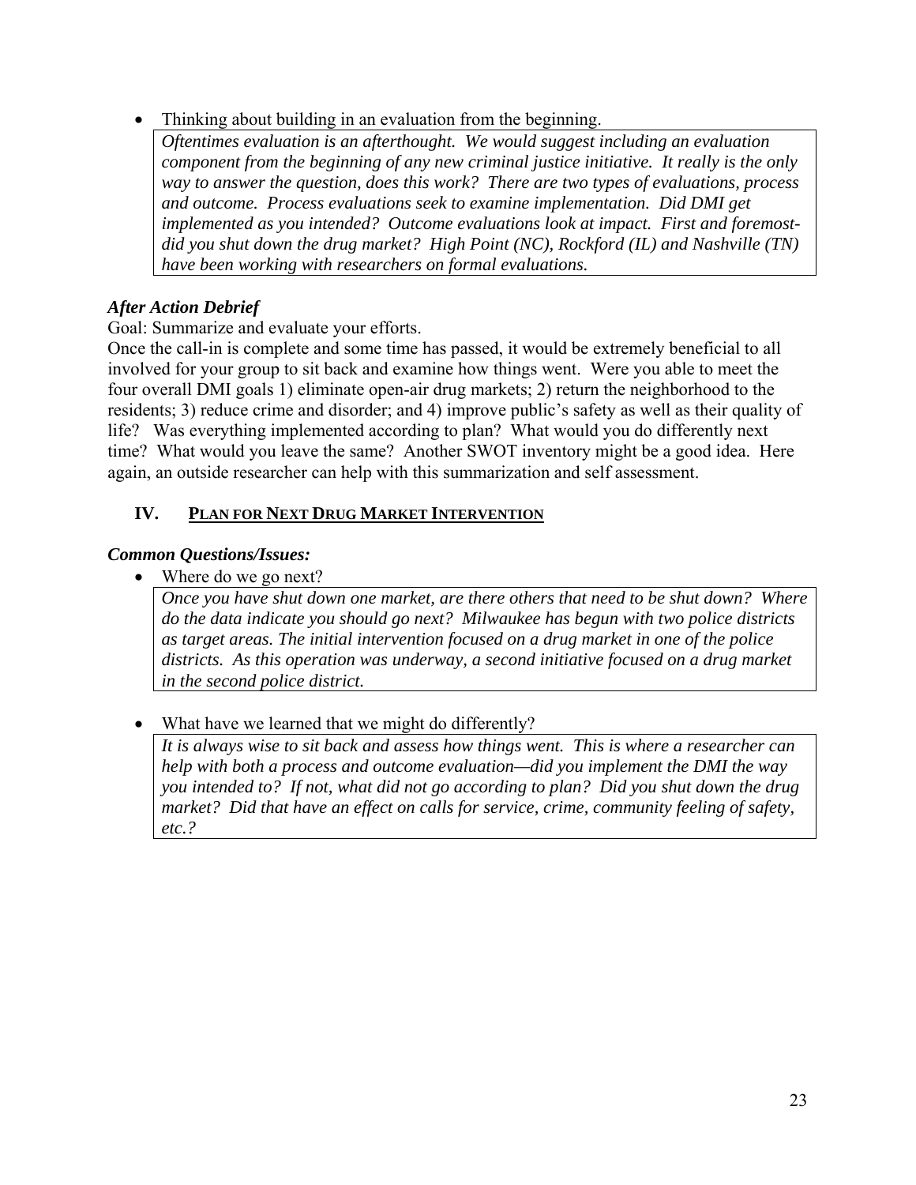- Thinking about building in an evaluation from the beginning.

  *Oftentimes evaluation is an afterthought. We would suggest including an evaluation component from the beginning of any new criminal justice initiative. It really is the only way to answer the question, does this work? There are two types of evaluations, process and outcome. Process evaluations seek to examine implementation. Did DMI get implemented as you intended? Outcome evaluations look at impact. First and foremost- did you shut down the drug market? High Point (NC), Rockford (IL) and Nashville (TN) have been working with researchers on formal evaluations.*

### *After Action Debrief*

Goal: Summarize and evaluate your efforts.

Once the call-in is complete and some time has passed, it would be extremely beneficial to all involved for your group to sit back and examine how things went. Were you able to meet the four overall DMI goals 1) eliminate open-air drug markets; 2) return the neighborhood to the residents; 3) reduce crime and disorder; and 4) improve public's safety as well as their quality of life? Was everything implemented according to plan? What would you do differently next time? What would you leave the same? Another SWOT inventory might be a good idea. Here again, an outside researcher can help with this summarization and self assessment.

## IV. <u>PLAN FOR NEXT DRUG MARKET INTERVENTION</u>

### *Common Questions/Issues:*

- Where do we go next?

  *Once you have shut down one market, are there others that need to be shut down? Where do the data indicate you should go next? Milwaukee has begun with two police districts as target areas. The initial intervention focused on a drug market in one of the police districts. As this operation was underway, a second initiative focused on a drug market in the second police district.*

- What have we learned that we might do differently?

  *It is always wise to sit back and assess how things went. This is where a researcher can help with both a process and outcome evaluation—did you implement the DMI the way you intended to? If not, what did not go according to plan? Did you shut down the drug market? Did that have an effect on calls for service, crime, community feeling of safety, etc.?*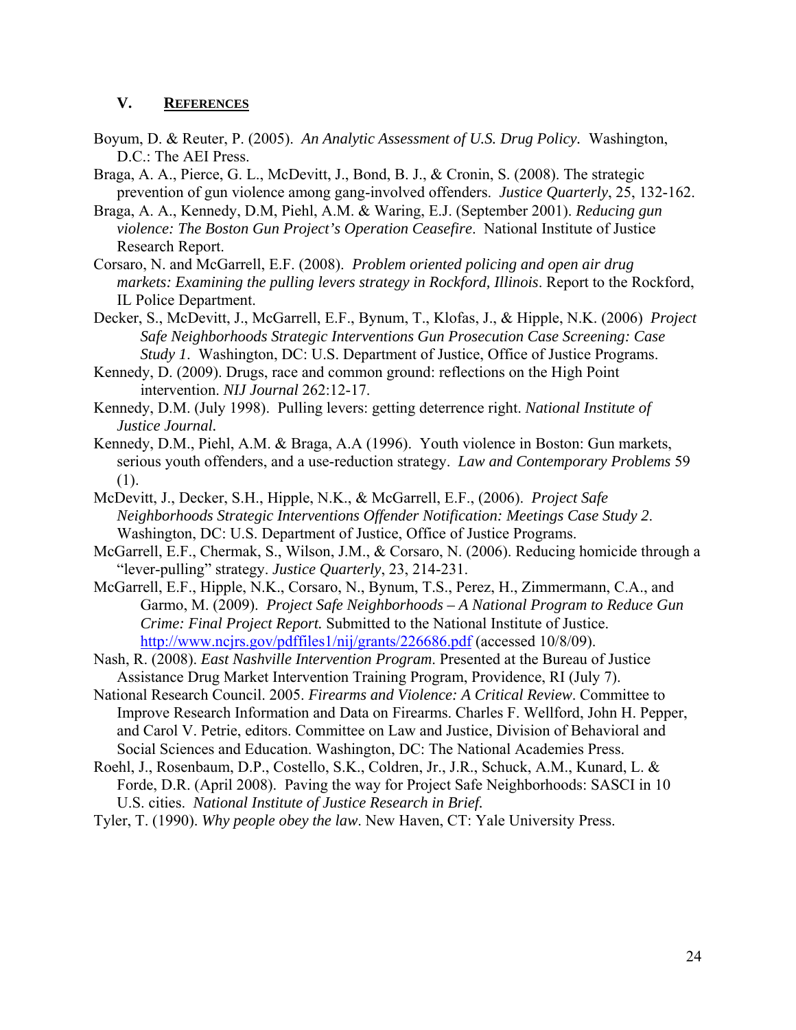## V. References

Boyum, D. & Reuter, P. (2005). *An Analytic Assessment of U.S. Drug Policy.* Washington, D.C.: The AEI Press.

Braga, A. A., Pierce, G. L., McDevitt, J., Bond, B. J., & Cronin, S. (2008). The strategic prevention of gun violence among gang-involved offenders. *Justice Quarterly*, 25, 132-162.

Braga, A. A., Kennedy, D.M, Piehl, A.M. & Waring, E.J. (September 2001). *Reducing gun violence: The Boston Gun Project's Operation Ceasefire*. National Institute of Justice Research Report.

Corsaro, N. and McGarrell, E.F. (2008). *Problem oriented policing and open air drug markets: Examining the pulling levers strategy in Rockford, Illinois*. Report to the Rockford, IL Police Department.

Decker, S., McDevitt, J., McGarrell, E.F., Bynum, T., Klofas, J., & Hipple, N.K. (2006) *Project Safe Neighborhoods Strategic Interventions Gun Prosecution Case Screening: Case Study 1*. Washington, DC: U.S. Department of Justice, Office of Justice Programs.

Kennedy, D. (2009). Drugs, race and common ground: reflections on the High Point intervention. *NIJ Journal* 262:12-17.

Kennedy, D.M. (July 1998). Pulling levers: getting deterrence right. *National Institute of Justice Journal.*

Kennedy, D.M., Piehl, A.M. & Braga, A.A (1996). Youth violence in Boston: Gun markets, serious youth offenders, and a use-reduction strategy. *Law and Contemporary Problems* 59 (1).

McDevitt, J., Decker, S.H., Hipple, N.K., & McGarrell, E.F., (2006). *Project Safe Neighborhoods Strategic Interventions Offender Notification: Meetings Case Study 2*. Washington, DC: U.S. Department of Justice, Office of Justice Programs.

McGarrell, E.F., Chermak, S., Wilson, J.M., & Corsaro, N. (2006). Reducing homicide through a "lever-pulling" strategy. *Justice Quarterly*, 23, 214-231.

McGarrell, E.F., Hipple, N.K., Corsaro, N., Bynum, T.S., Perez, H., Zimmermann, C.A., and Garmo, M. (2009). *Project Safe Neighborhoods – A National Program to Reduce Gun Crime: Final Project Report.* Submitted to the National Institute of Justice. http://www.ncjrs.gov/pdffiles1/nij/grants/226686.pdf (accessed 10/8/09).

Nash, R. (2008). *East Nashville Intervention Program*. Presented at the Bureau of Justice Assistance Drug Market Intervention Training Program, Providence, RI (July 7).

National Research Council. 2005. *Firearms and Violence: A Critical Review*. Committee to Improve Research Information and Data on Firearms. Charles F. Wellford, John H. Pepper, and Carol V. Petrie, editors. Committee on Law and Justice, Division of Behavioral and Social Sciences and Education. Washington, DC: The National Academies Press.

Roehl, J., Rosenbaum, D.P., Costello, S.K., Coldren, Jr., J.R., Schuck, A.M., Kunard, L. & Forde, D.R. (April 2008). Paving the way for Project Safe Neighborhoods: SASCI in 10 U.S. cities. *National Institute of Justice Research in Brief.*

Tyler, T. (1990). *Why people obey the law*. New Haven, CT: Yale University Press.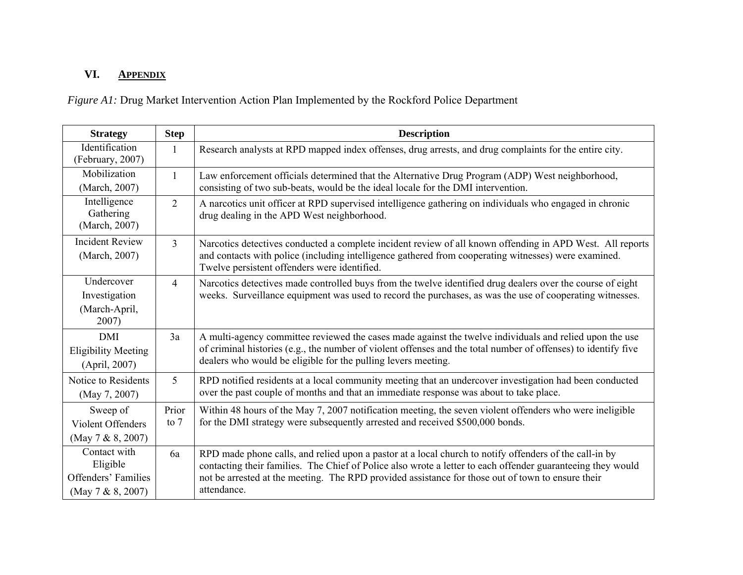## VI. APPENDIX

*Figure A1:* Drug Market Intervention Action Plan Implemented by the Rockford Police Department

| Strategy | Step | Description |
|---|---|---|
| Identification (February, 2007) | 1 | Research analysts at RPD mapped index offenses, drug arrests, and drug complaints for the entire city. |
| Mobilization (March, 2007) | 1 | Law enforcement officials determined that the Alternative Drug Program (ADP) West neighborhood, consisting of two sub-beats, would be the ideal locale for the DMI intervention. |
| Intelligence Gathering (March, 2007) | 2 | A narcotics unit officer at RPD supervised intelligence gathering on individuals who engaged in chronic drug dealing in the APD West neighborhood. |
| Incident Review (March, 2007) | 3 | Narcotics detectives conducted a complete incident review of all known offending in APD West. All reports and contacts with police (including intelligence gathered from cooperating witnesses) were examined. Twelve persistent offenders were identified. |
| Undercover Investigation (March-April, 2007) | 4 | Narcotics detectives made controlled buys from the twelve identified drug dealers over the course of eight weeks. Surveillance equipment was used to record the purchases, as was the use of cooperating witnesses. |
| DMI Eligibility Meeting (April, 2007) | 3a | A multi-agency committee reviewed the cases made against the twelve individuals and relied upon the use of criminal histories (e.g., the number of violent offenses and the total number of offenses) to identify five dealers who would be eligible for the pulling levers meeting. |
| Notice to Residents (May 7, 2007) | 5 | RPD notified residents at a local community meeting that an undercover investigation had been conducted over the past couple of months and that an immediate response was about to take place. |
| Sweep of Violent Offenders (May 7 & 8, 2007) | Prior to 7 | Within 48 hours of the May 7, 2007 notification meeting, the seven violent offenders who were ineligible for the DMI strategy were subsequently arrested and received $500,000 bonds. |
| Contact with Eligible Offenders' Families (May 7 & 8, 2007) | 6a | RPD made phone calls, and relied upon a pastor at a local church to notify offenders of the call-in by contacting their families. The Chief of Police also wrote a letter to each offender guaranteeing they would not be arrested at the meeting. The RPD provided assistance for those out of town to ensure their attendance. |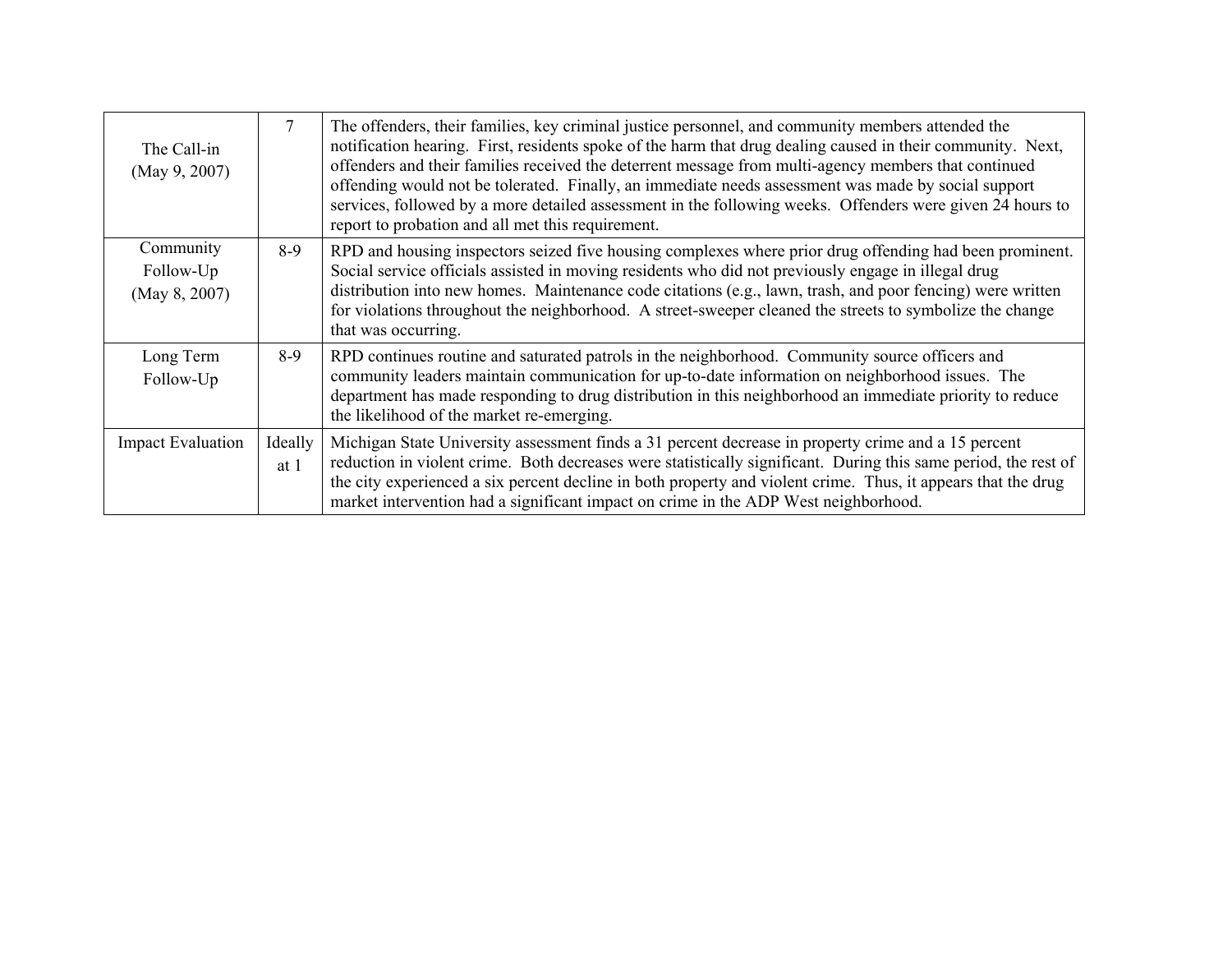| | | |
|---|---|---|
| The Call-in (May 9, 2007) | 7 | The offenders, their families, key criminal justice personnel, and community members attended the notification hearing. First, residents spoke of the harm that drug dealing caused in their community. Next, offenders and their families received the deterrent message from multi-agency members that continued offending would not be tolerated. Finally, an immediate needs assessment was made by social support services, followed by a more detailed assessment in the following weeks. Offenders were given 24 hours to report to probation and all met this requirement. |
| Community Follow-Up (May 8, 2007) | 8-9 | RPD and housing inspectors seized five housing complexes where prior drug offending had been prominent. Social service officials assisted in moving residents who did not previously engage in illegal drug distribution into new homes. Maintenance code citations (e.g., lawn, trash, and poor fencing) were written for violations throughout the neighborhood. A street-sweeper cleaned the streets to symbolize the change that was occurring. |
| Long Term Follow-Up | 8-9 | RPD continues routine and saturated patrols in the neighborhood. Community source officers and community leaders maintain communication for up-to-date information on neighborhood issues. The department has made responding to drug distribution in this neighborhood an immediate priority to reduce the likelihood of the market re-emerging. |
| Impact Evaluation | Ideally at 1 | Michigan State University assessment finds a 31 percent decrease in property crime and a 15 percent reduction in violent crime. Both decreases were statistically significant. During this same period, the rest of the city experienced a six percent decline in both property and violent crime. Thus, it appears that the drug market intervention had a significant impact on crime in the ADP West neighborhood. |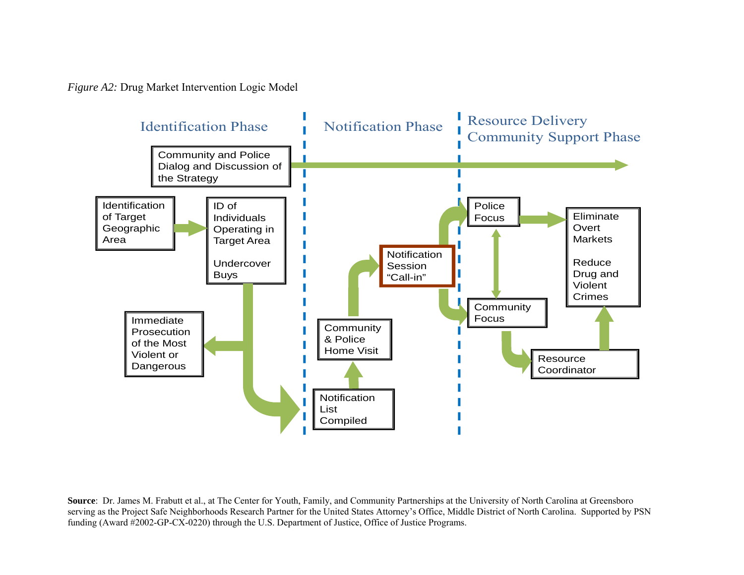*Figure A2:* Drug Market Intervention Logic Model

**Identification Phase**

- Community and Police Dialog and Discussion of the Strategy
- Identification of Target Geographic Area
- ID of Individuals Operating in Target Area

  Undercover Buys
- Immediate Prosecution of the Most Violent or Dangerous

**Notification Phase**

- Notification List Compiled
- Community & Police Home Visit
- Notification Session "Call-in"

**Resource Delivery Community Support Phase**

- Police Focus
- Community Focus
- Resource Coordinator
- Eliminate Overt Markets

  Reduce Drug and Violent Crimes

**Source**: Dr. James M. Frabutt et al., at The Center for Youth, Family, and Community Partnerships at the University of North Carolina at Greensboro serving as the Project Safe Neighborhoods Research Partner for the United States Attorney's Office, Middle District of North Carolina. Supported by PSN funding (Award #2002-GP-CX-0220) through the U.S. Department of Justice, Office of Justice Programs.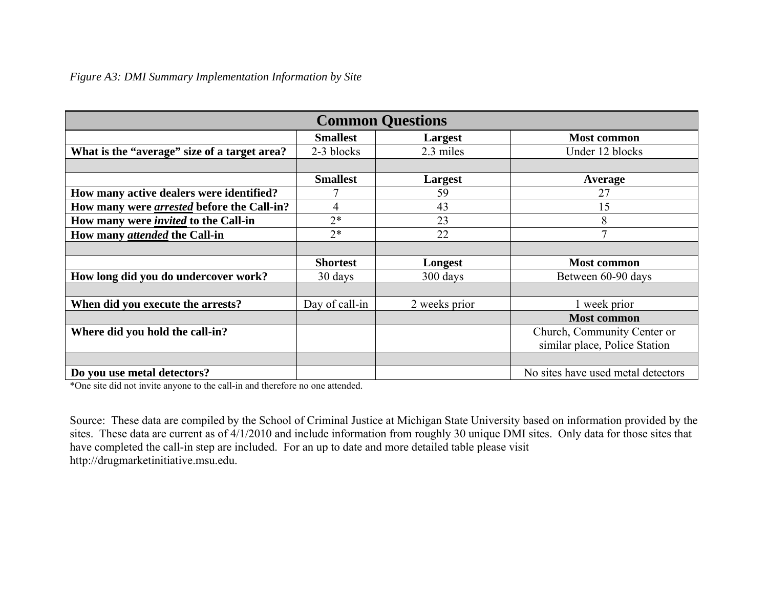*Figure A3: DMI Summary Implementation Information by Site*

| Common Questions | | | |
|---|---|---|---|
| | **Smallest** | **Largest** | **Most common** |
| **What is the "average" size of a target area?** | 2-3 blocks | 2.3 miles | Under 12 blocks |
| | | | |
| | **Smallest** | **Largest** | **Average** |
| **How many active dealers were identified?** | 7 | 59 | 27 |
| **How many were *arrested* before the Call-in?** | 4 | 43 | 15 |
| **How many were *invited* to the Call-in** | 2* | 23 | 8 |
| **How many *attended* the Call-in** | 2* | 22 | 7 |
| | | | |
| | **Shortest** | **Longest** | **Most common** |
| **How long did you do undercover work?** | 30 days | 300 days | Between 60-90 days |
| | | | |
| **When did you execute the arrests?** | Day of call-in | 2 weeks prior | 1 week prior |
| | | | **Most common** |
| **Where did you hold the call-in?** | | | Church, Community Center or similar place, Police Station |
| | | | |
| **Do you use metal detectors?** | | | No sites have used metal detectors |

*One site did not invite anyone to the call-in and therefore no one attended.

Source: These data are compiled by the School of Criminal Justice at Michigan State University based on information provided by the sites. These data are current as of 4/1/2010 and include information from roughly 30 unique DMI sites. Only data for those sites that have completed the call-in step are included. For an up to date and more detailed table please visit http://drugmarketinitiative.msu.edu.